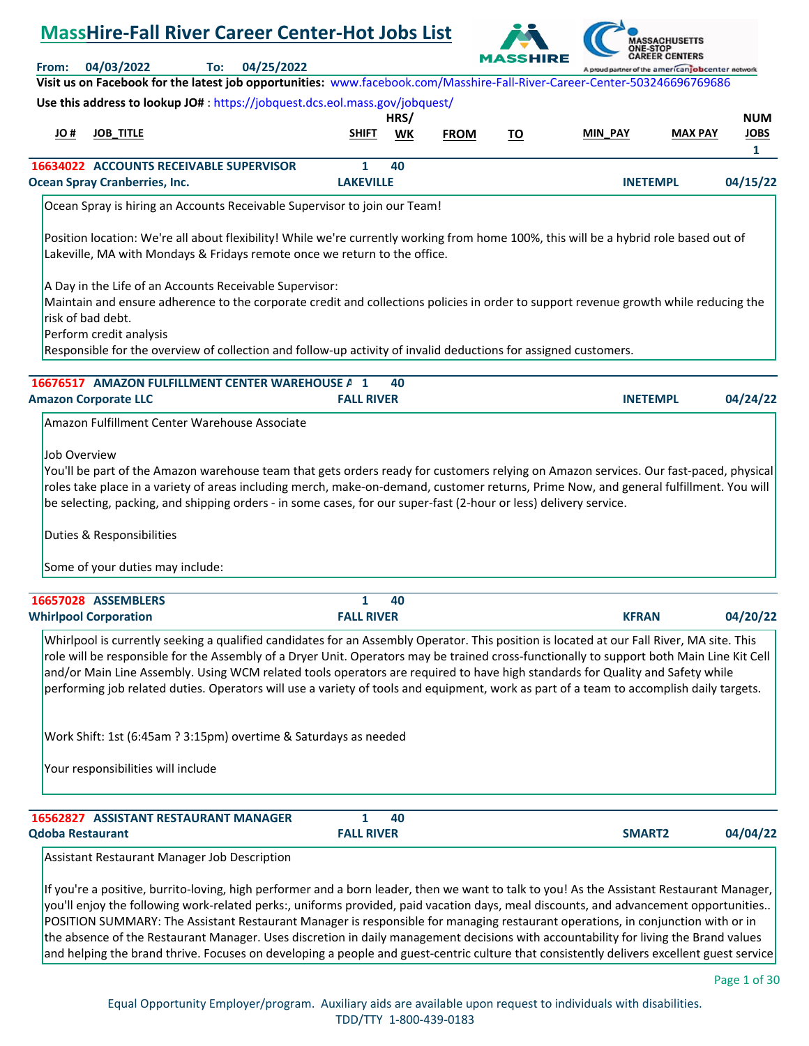# MassHire-Fall River Career Center-Hot Jobs List

**From:** 04/03/2022 **To:** 04/25/2022

**Visit us on Facebook for the latest job opportunities:** www.facebook.com/Masshire-Fall-River-Career-Center-503246696769686

**Use this address to lookup JO#** : https://jobquest.dcs.eol.mass.gov/jobquest/

| JO # | JOB_TITLE | SHIFT | HRS/ WK | FROM | TO | MIN_PAY | MAX PAY | NUM JOBS |
|---|---|---|---|---|---|---|---|---|
| | | | | | | | | 1 |

**16634022 ACCOUNTS RECEIVABLE SUPERVISOR** — Shift: 1 — Hrs/Wk: 40
**Ocean Spray Cranberries, Inc.** — LAKEVILLE — INETEMPL — 04/15/22

Ocean Spray is hiring an Accounts Receivable Supervisor to join our Team!

Position location: We're all about flexibility! While we're currently working from home 100%, this will be a hybrid role based out of Lakeville, MA with Mondays & Fridays remote once we return to the office.

A Day in the Life of an Accounts Receivable Supervisor:
Maintain and ensure adherence to the corporate credit and collections policies in order to support revenue growth while reducing the risk of bad debt.
Perform credit analysis
Responsible for the overview of collection and follow-up activity of invalid deductions for assigned customers.

**16676517 AMAZON FULFILLMENT CENTER WAREHOUSE A** — Shift: 1 — Hrs/Wk: 40
**Amazon Corporate LLC** — FALL RIVER — INETEMPL — 04/24/22

Amazon Fulfillment Center Warehouse Associate

Job Overview
You'll be part of the Amazon warehouse team that gets orders ready for customers relying on Amazon services. Our fast-paced, physical roles take place in a variety of areas including merch, make-on-demand, customer returns, Prime Now, and general fulfillment. You will be selecting, packing, and shipping orders - in some cases, for our super-fast (2-hour or less) delivery service.

Duties & Responsibilities

Some of your duties may include:

**16657028 ASSEMBLERS** — Shift: 1 — Hrs/Wk: 40
**Whirlpool Corporation** — FALL RIVER — KFRAN — 04/20/22

Whirlpool is currently seeking a qualified candidates for an Assembly Operator. This position is located at our Fall River, MA site. This role will be responsible for the Assembly of a Dryer Unit. Operators may be trained cross-functionally to support both Main Line Kit Cell and/or Main Line Assembly. Using WCM related tools operators are required to have high standards for Quality and Safety while performing job related duties. Operators will use a variety of tools and equipment, work as part of a team to accomplish daily targets.

Work Shift: 1st (6:45am ? 3:15pm) overtime & Saturdays as needed

Your responsibilities will include

**16562827 ASSISTANT RESTAURANT MANAGER** — Shift: 1 — Hrs/Wk: 40
**Qdoba Restaurant** — FALL RIVER — SMART2 — 04/04/22

Assistant Restaurant Manager Job Description

If you're a positive, burrito-loving, high performer and a born leader, then we want to talk to you! As the Assistant Restaurant Manager, you'll enjoy the following work-related perks:, uniforms provided, paid vacation days, meal discounts, and advancement opportunities.. POSITION SUMMARY: The Assistant Restaurant Manager is responsible for managing restaurant operations, in conjunction with or in the absence of the Restaurant Manager. Uses discretion in daily management decisions with accountability for living the Brand values and helping the brand thrive. Focuses on developing a people and guest-centric culture that consistently delivers excellent guest service

Equal Opportunity Employer/program. Auxiliary aids are available upon request to individuals with disabilities.
TDD/TTY 1-800-439-0183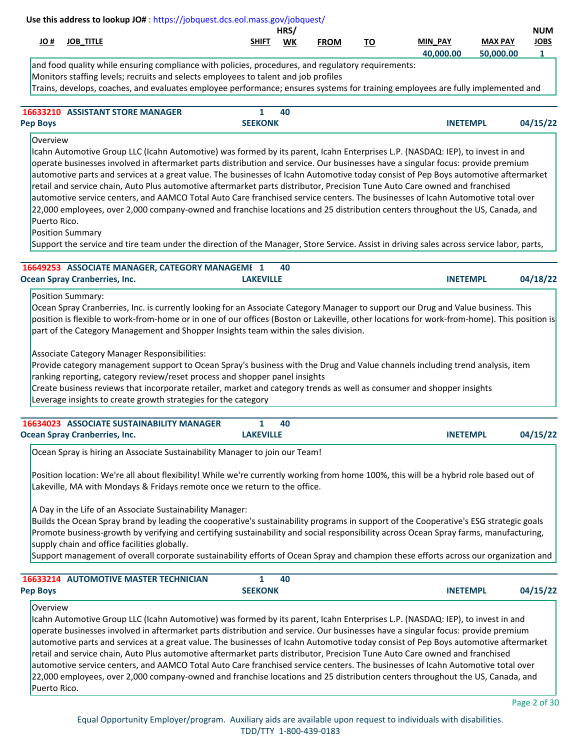Use this address to lookup JO# : https://jobquest.dcs.eol.mass.gov/jobquest/

| JO # | JOB_TITLE | SHIFT | HRS/ WK | FROM | TO | MIN_PAY | MAX PAY | NUM JOBS |
|---|---|---|---|---|---|---|---|---|
| | | | | | | 40,000.00 | 50,000.00 | 1 |

and food quality while ensuring compliance with policies, procedures, and regulatory requirements:
Monitors staffing levels; recruits and selects employees to talent and job profiles
Trains, develops, coaches, and evaluates employee performance; ensures systems for training employees are fully implemented and

---

**16633210 ASSISTANT STORE MANAGER** | 1 | 40
**Pep Boys** | **SEEKONK** | **INETEMPL** | **04/15/22**

Overview
Icahn Automotive Group LLC (Icahn Automotive) was formed by its parent, Icahn Enterprises L.P. (NASDAQ: IEP), to invest in and operate businesses involved in aftermarket parts distribution and service. Our businesses have a singular focus: provide premium automotive parts and services at a great value. The businesses of Icahn Automotive today consist of Pep Boys automotive aftermarket retail and service chain, Auto Plus automotive aftermarket parts distributor, Precision Tune Auto Care owned and franchised automotive service centers, and AAMCO Total Auto Care franchised service centers. The businesses of Icahn Automotive total over 22,000 employees, over 2,000 company-owned and franchise locations and 25 distribution centers throughout the US, Canada, and Puerto Rico.
Position Summary
Support the service and tire team under the direction of the Manager, Store Service. Assist in driving sales across service labor, parts,

---

**16649253 ASSOCIATE MANAGER, CATEGORY MANAGEME** | 1 | 40
**Ocean Spray Cranberries, Inc.** | **LAKEVILLE** | **INETEMPL** | **04/18/22**

Position Summary:
Ocean Spray Cranberries, Inc. is currently looking for an Associate Category Manager to support our Drug and Value business. This position is flexible to work-from-home or in one of our offices (Boston or Lakeville, other locations for work-from-home). This position is part of the Category Management and Shopper Insights team within the sales division.

Associate Category Manager Responsibilities:
Provide category management support to Ocean Spray's business with the Drug and Value channels including trend analysis, item ranking reporting, category review/reset process and shopper panel insights
Create business reviews that incorporate retailer, market and category trends as well as consumer and shopper insights
Leverage insights to create growth strategies for the category

---

**16634023 ASSOCIATE SUSTAINABILITY MANAGER** | 1 | 40
**Ocean Spray Cranberries, Inc.** | **LAKEVILLE** | **INETEMPL** | **04/15/22**

Ocean Spray is hiring an Associate Sustainability Manager to join our Team!

Position location: We're all about flexibility! While we're currently working from home 100%, this will be a hybrid role based out of Lakeville, MA with Mondays & Fridays remote once we return to the office.

A Day in the Life of an Associate Sustainability Manager:
Builds the Ocean Spray brand by leading the cooperative's sustainability programs in support of the Cooperative's ESG strategic goals
Promote business-growth by verifying and certifying sustainability and social responsibility across Ocean Spray farms, manufacturing, supply chain and office facilities globally.
Support management of overall corporate sustainability efforts of Ocean Spray and champion these efforts across our organization and

---

**16633214 AUTOMOTIVE MASTER TECHNICIAN** | 1 | 40
**Pep Boys** | **SEEKONK** | **INETEMPL** | **04/15/22**

Overview
Icahn Automotive Group LLC (Icahn Automotive) was formed by its parent, Icahn Enterprises L.P. (NASDAQ: IEP), to invest in and operate businesses involved in aftermarket parts distribution and service. Our businesses have a singular focus: provide premium automotive parts and services at a great value. The businesses of Icahn Automotive today consist of Pep Boys automotive aftermarket retail and service chain, Auto Plus automotive aftermarket parts distributor, Precision Tune Auto Care owned and franchised automotive service centers, and AAMCO Total Auto Care franchised service centers. The businesses of Icahn Automotive total over 22,000 employees, over 2,000 company-owned and franchise locations and 25 distribution centers throughout the US, Canada, and Puerto Rico.

Equal Opportunity Employer/program. Auxiliary aids are available upon request to individuals with disabilities.
TDD/TTY 1-800-439-0183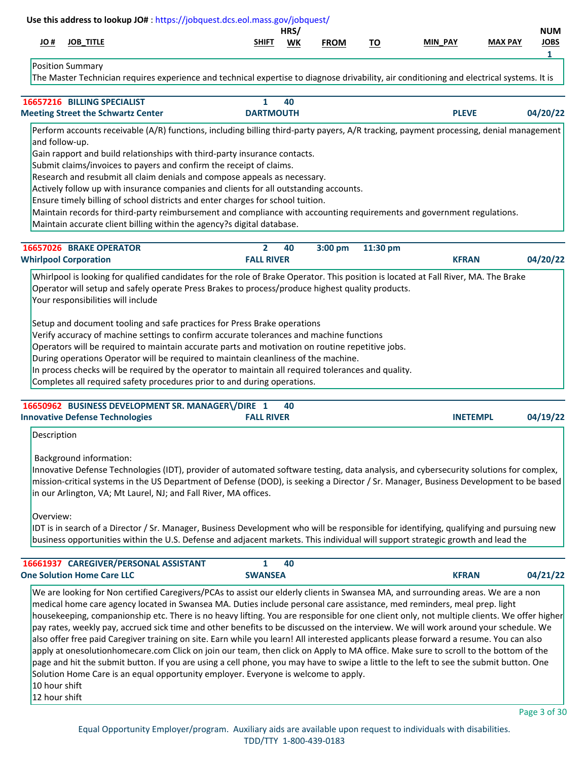Use this address to lookup JO# : https://jobquest.dcs.eol.mass.gov/jobquest/

| JO # | JOB_TITLE | SHIFT | HRS/ WK | FROM | TO | MIN_PAY | MAX PAY | NUM JOBS |
|---|---|---|---|---|---|---|---|---|
| | | | | | | | | 1 |

Position Summary
The Master Technician requires experience and technical expertise to diagnose drivability, air conditioning and electrical systems. It is

---

**16657216 BILLING SPECIALIST** | 1 | 40
**Meeting Street the Schwartz Center** | **DARTMOUTH** | **PLEVE** | **04/20/22**

Perform accounts receivable (A/R) functions, including billing third-party payers, A/R tracking, payment processing, denial management and follow-up.
Gain rapport and build relationships with third-party insurance contacts.
Submit claims/invoices to payers and confirm the receipt of claims.
Research and resubmit all claim denials and compose appeals as necessary.
Actively follow up with insurance companies and clients for all outstanding accounts.
Ensure timely billing of school districts and enter charges for school tuition.
Maintain records for third-party reimbursement and compliance with accounting requirements and government regulations.
Maintain accurate client billing within the agency?s digital database.

---

**16657026 BRAKE OPERATOR** | 2 | 40 | 3:00 pm | 11:30 pm
**Whirlpool Corporation** | **FALL RIVER** | **KFRAN** | **04/20/22**

Whirlpool is looking for qualified candidates for the role of Brake Operator. This position is located at Fall River, MA. The Brake Operator will setup and safely operate Press Brakes to process/produce highest quality products.
Your responsibilities will include

Setup and document tooling and safe practices for Press Brake operations
Verify accuracy of machine settings to confirm accurate tolerances and machine functions
Operators will be required to maintain accurate parts and motivation on routine repetitive jobs.
During operations Operator will be required to maintain cleanliness of the machine.
In process checks will be required by the operator to maintain all required tolerances and quality.
Completes all required safety procedures prior to and during operations.

---

**16650962 BUSINESS DEVELOPMENT SR. MANAGER\/DIRE** | 1 | 40
**Innovative Defense Technologies** | **FALL RIVER** | **INETEMPL** | **04/19/22**

Description

Background information:
Innovative Defense Technologies (IDT), provider of automated software testing, data analysis, and cybersecurity solutions for complex, mission-critical systems in the US Department of Defense (DOD), is seeking a Director / Sr. Manager, Business Development to be based in our Arlington, VA; Mt Laurel, NJ; and Fall River, MA offices.

Overview:
IDT is in search of a Director / Sr. Manager, Business Development who will be responsible for identifying, qualifying and pursuing new business opportunities within the U.S. Defense and adjacent markets. This individual will support strategic growth and lead the

---

**16661937 CAREGIVER/PERSONAL ASSISTANT** | 1 | 40
**One Solution Home Care LLC** | **SWANSEA** | **KFRAN** | **04/21/22**

We are looking for Non certified Caregivers/PCAs to assist our elderly clients in Swansea MA, and surrounding areas. We are a non medical home care agency located in Swansea MA. Duties include personal care assistance, med reminders, meal prep. light housekeeping, companionship etc. There is no heavy lifting. You are responsible for one client only, not multiple clients. We offer higher pay rates, weekly pay, accrued sick time and other benefits to be discussed on the interview. We will work around your schedule. We also offer free paid Caregiver training on site. Earn while you learn! All interested applicants please forward a resume. You can also apply at onesolutionhomecare.com Click on join our team, then click on Apply to MA office. Make sure to scroll to the bottom of the page and hit the submit button. If you are using a cell phone, you may have to swipe a little to the left to see the submit button. One Solution Home Care is an equal opportunity employer. Everyone is welcome to apply.
10 hour shift
12 hour shift

Equal Opportunity Employer/program. Auxiliary aids are available upon request to individuals with disabilities.
TDD/TTY 1-800-439-0183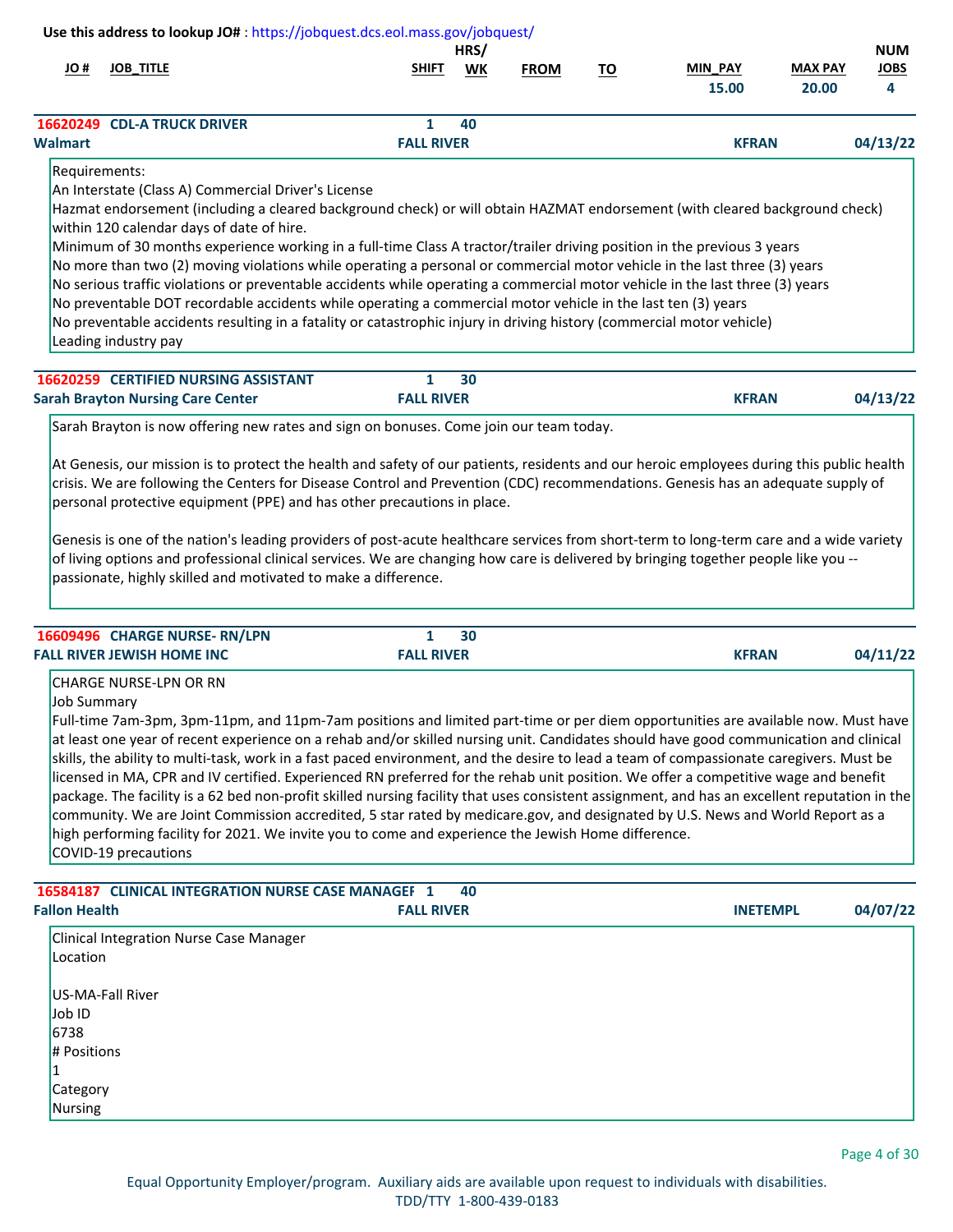Use this address to lookup JO# : https://jobquest.dcs.eol.mass.gov/jobquest/

| JO # | JOB_TITLE | SHIFT | HRS/ WK | FROM | TO | MIN_PAY | MAX PAY | NUM JOBS |
|---|---|---|---|---|---|---|---|---|
| | | | | | | 15.00 | 20.00 | 4 |

**16620249 CDL-A TRUCK DRIVER** | 1 | 40
**Walmart** | **FALL RIVER** | **KFRAN** | **04/13/22**

Requirements:
An Interstate (Class A) Commercial Driver's License
Hazmat endorsement (including a cleared background check) or will obtain HAZMAT endorsement (with cleared background check) within 120 calendar days of date of hire.
Minimum of 30 months experience working in a full-time Class A tractor/trailer driving position in the previous 3 years
No more than two (2) moving violations while operating a personal or commercial motor vehicle in the last three (3) years
No serious traffic violations or preventable accidents while operating a commercial motor vehicle in the last three (3) years
No preventable DOT recordable accidents while operating a commercial motor vehicle in the last ten (3) years
No preventable accidents resulting in a fatality or catastrophic injury in driving history (commercial motor vehicle)
Leading industry pay

**16620259 CERTIFIED NURSING ASSISTANT** | 1 | 30
**Sarah Brayton Nursing Care Center** | **FALL RIVER** | **KFRAN** | **04/13/22**

Sarah Brayton is now offering new rates and sign on bonuses. Come join our team today.

At Genesis, our mission is to protect the health and safety of our patients, residents and our heroic employees during this public health crisis. We are following the Centers for Disease Control and Prevention (CDC) recommendations. Genesis has an adequate supply of personal protective equipment (PPE) and has other precautions in place.

Genesis is one of the nation's leading providers of post-acute healthcare services from short-term to long-term care and a wide variety of living options and professional clinical services. We are changing how care is delivered by bringing together people like you -- passionate, highly skilled and motivated to make a difference.

**16609496 CHARGE NURSE- RN/LPN** | 1 | 30
**FALL RIVER JEWISH HOME INC** | **FALL RIVER** | **KFRAN** | **04/11/22**

CHARGE NURSE-LPN OR RN
Job Summary
Full-time 7am-3pm, 3pm-11pm, and 11pm-7am positions and limited part-time or per diem opportunities are available now. Must have at least one year of recent experience on a rehab and/or skilled nursing unit. Candidates should have good communication and clinical skills, the ability to multi-task, work in a fast paced environment, and the desire to lead a team of compassionate caregivers. Must be licensed in MA, CPR and IV certified. Experienced RN preferred for the rehab unit position. We offer a competitive wage and benefit package. The facility is a 62 bed non-profit skilled nursing facility that uses consistent assignment, and has an excellent reputation in the community. We are Joint Commission accredited, 5 star rated by medicare.gov, and designated by U.S. News and World Report as a high performing facility for 2021. We invite you to come and experience the Jewish Home difference.
COVID-19 precautions

**16584187 CLINICAL INTEGRATION NURSE CASE MANAGER** | 1 | 40
**Fallon Health** | **FALL RIVER** | **INETEMPL** | **04/07/22**

Clinical Integration Nurse Case Manager
Location

US-MA-Fall River
Job ID
6738
# Positions
1
Category
Nursing

Equal Opportunity Employer/program. Auxiliary aids are available upon request to individuals with disabilities.
TDD/TTY 1-800-439-0183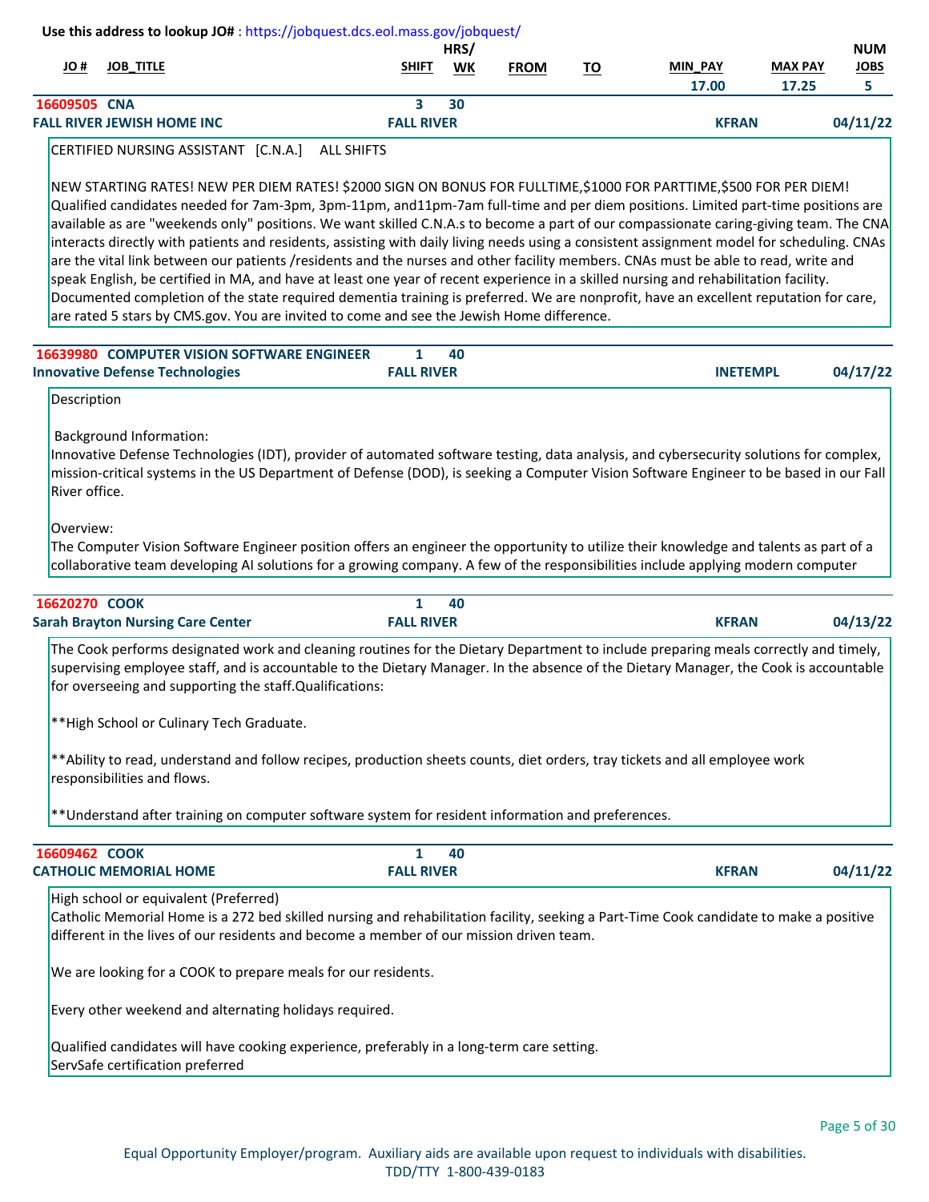Use this address to lookup JO# : https://jobquest.dcs.eol.mass.gov/jobquest/

| JO # | JOB_TITLE | SHIFT | HRS/ WK | FROM | TO | MIN_PAY | MAX PAY | NUM JOBS |
|---|---|---|---|---|---|---|---|---|
| 16609505 | CNA | 3 | 30 | | | 17.00 | 17.25 | 5 |

**FALL RIVER JEWISH HOME INC** — FALL RIVER — KFRAN — 04/11/22

CERTIFIED NURSING ASSISTANT [C.N.A.] ALL SHIFTS

NEW STARTING RATES! NEW PER DIEM RATES! $2000 SIGN ON BONUS FOR FULLTIME,$1000 FOR PARTTIME,$500 FOR PER DIEM! Qualified candidates needed for 7am-3pm, 3pm-11pm, and11pm-7am full-time and per diem positions. Limited part-time positions are available as are "weekends only" positions. We want skilled C.N.A.s to become a part of our compassionate caring-giving team. The CNA interacts directly with patients and residents, assisting with daily living needs using a consistent assignment model for scheduling. CNAs are the vital link between our patients /residents and the nurses and other facility members. CNAs must be able to read, write and speak English, be certified in MA, and have at least one year of recent experience in a skilled nursing and rehabilitation facility. Documented completion of the state required dementia training is preferred. We are nonprofit, have an excellent reputation for care, are rated 5 stars by CMS.gov. You are invited to come and see the Jewish Home difference.

---

| JO # | JOB_TITLE | SHIFT | HRS/ WK |
|---|---|---|---|
| 16639980 | COMPUTER VISION SOFTWARE ENGINEER | 1 | 40 |

**Innovative Defense Technologies** — FALL RIVER — INETEMPL — 04/17/22

Description

Background Information:
Innovative Defense Technologies (IDT), provider of automated software testing, data analysis, and cybersecurity solutions for complex, mission-critical systems in the US Department of Defense (DOD), is seeking a Computer Vision Software Engineer to be based in our Fall River office.

Overview:
The Computer Vision Software Engineer position offers an engineer the opportunity to utilize their knowledge and talents as part of a collaborative team developing AI solutions for a growing company. A few of the responsibilities include applying modern computer

---

| JO # | JOB_TITLE | SHIFT | HRS/ WK |
|---|---|---|---|
| 16620270 | COOK | 1 | 40 |

**Sarah Brayton Nursing Care Center** — FALL RIVER — KFRAN — 04/13/22

The Cook performs designated work and cleaning routines for the Dietary Department to include preparing meals correctly and timely, supervising employee staff, and is accountable to the Dietary Manager. In the absence of the Dietary Manager, the Cook is accountable for overseeing and supporting the staff.Qualifications:

**High School or Culinary Tech Graduate.

**Ability to read, understand and follow recipes, production sheets counts, diet orders, tray tickets and all employee work responsibilities and flows.

**Understand after training on computer software system for resident information and preferences.

---

| JO # | JOB_TITLE | SHIFT | HRS/ WK |
|---|---|---|---|
| 16609462 | COOK | 1 | 40 |

**CATHOLIC MEMORIAL HOME** — FALL RIVER — KFRAN — 04/11/22

High school or equivalent (Preferred)
Catholic Memorial Home is a 272 bed skilled nursing and rehabilitation facility, seeking a Part-Time Cook candidate to make a positive different in the lives of our residents and become a member of our mission driven team.

We are looking for a COOK to prepare meals for our residents.

Every other weekend and alternating holidays required.

Qualified candidates will have cooking experience, preferably in a long-term care setting.
ServSafe certification preferred

Equal Opportunity Employer/program. Auxiliary aids are available upon request to individuals with disabilities.
TDD/TTY 1-800-439-0183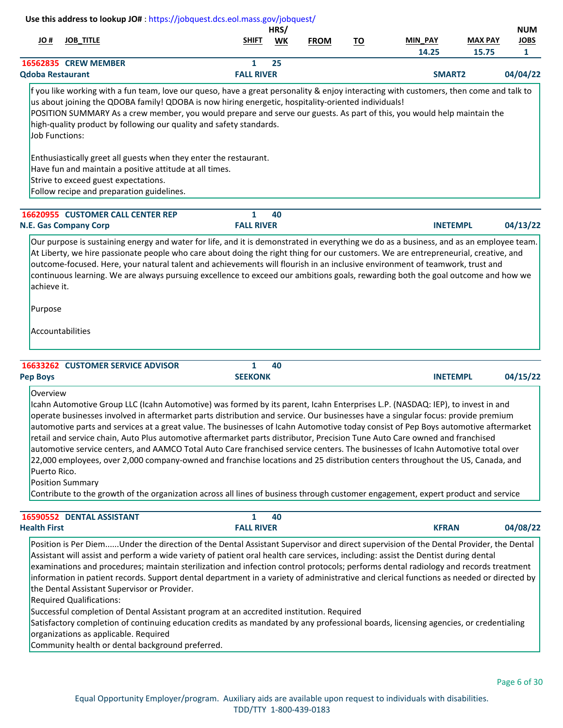Use this address to lookup JO# : https://jobquest.dcs.eol.mass.gov/jobquest/

| JO # | JOB_TITLE | SHIFT | HRS/ WK | FROM | TO | MIN_PAY | MAX PAY | NUM JOBS |
|---|---|---|---|---|---|---|---|---|
| 16562835 | CREW MEMBER | 1 | 25 | | | 14.25 | 15.75 | 1 |

**Qdoba Restaurant** — FALL RIVER — SMART2 — 04/04/22

f you like working with a fun team, love our queso, have a great personality & enjoy interacting with customers, then come and talk to us about joining the QDOBA family! QDOBA is now hiring energetic, hospitality-oriented individuals!
POSITION SUMMARY As a crew member, you would prepare and serve our guests. As part of this, you would help maintain the high-quality product by following our quality and safety standards.
Job Functions:

Enthusiastically greet all guests when they enter the restaurant.
Have fun and maintain a positive attitude at all times.
Strive to exceed guest expectations.
Follow recipe and preparation guidelines.

| JO # | JOB_TITLE | SHIFT | HRS/ WK |
|---|---|---|---|
| 16620955 | CUSTOMER CALL CENTER REP | 1 | 40 |

**N.E. Gas Company Corp** — FALL RIVER — INETEMPL — 04/13/22

Our purpose is sustaining energy and water for life, and it is demonstrated in everything we do as a business, and as an employee team. At Liberty, we hire passionate people who care about doing the right thing for our customers. We are entrepreneurial, creative, and outcome-focused. Here, your natural talent and achievements will flourish in an inclusive environment of teamwork, trust and continuous learning. We are always pursuing excellence to exceed our ambitions goals, rewarding both the goal outcome and how we achieve it.

Purpose

Accountabilities

| JO # | JOB_TITLE | SHIFT | HRS/ WK |
|---|---|---|---|
| 16633262 | CUSTOMER SERVICE ADVISOR | 1 | 40 |

**Pep Boys** — SEEKONK — INETEMPL — 04/15/22

Overview
Icahn Automotive Group LLC (Icahn Automotive) was formed by its parent, Icahn Enterprises L.P. (NASDAQ: IEP), to invest in and operate businesses involved in aftermarket parts distribution and service. Our businesses have a singular focus: provide premium automotive parts and services at a great value. The businesses of Icahn Automotive today consist of Pep Boys automotive aftermarket retail and service chain, Auto Plus automotive aftermarket parts distributor, Precision Tune Auto Care owned and franchised automotive service centers, and AAMCO Total Auto Care franchised service centers. The businesses of Icahn Automotive total over 22,000 employees, over 2,000 company-owned and franchise locations and 25 distribution centers throughout the US, Canada, and Puerto Rico.
Position Summary
Contribute to the growth of the organization across all lines of business through customer engagement, expert product and service

| JO # | JOB_TITLE | SHIFT | HRS/ WK |
|---|---|---|---|
| 16590552 | DENTAL ASSISTANT | 1 | 40 |

**Health First** — FALL RIVER — KFRAN — 04/08/22

Position is Per Diem......Under the direction of the Dental Assistant Supervisor and direct supervision of the Dental Provider, the Dental Assistant will assist and perform a wide variety of patient oral health care services, including: assist the Dentist during dental examinations and procedures; maintain sterilization and infection control protocols; performs dental radiology and records treatment information in patient records. Support dental department in a variety of administrative and clerical functions as needed or directed by the Dental Assistant Supervisor or Provider.
Required Qualifications:
Successful completion of Dental Assistant program at an accredited institution. Required
Satisfactory completion of continuing education credits as mandated by any professional boards, licensing agencies, or credentialing organizations as applicable. Required
Community health or dental background preferred.

Equal Opportunity Employer/program. Auxiliary aids are available upon request to individuals with disabilities.
TDD/TTY 1-800-439-0183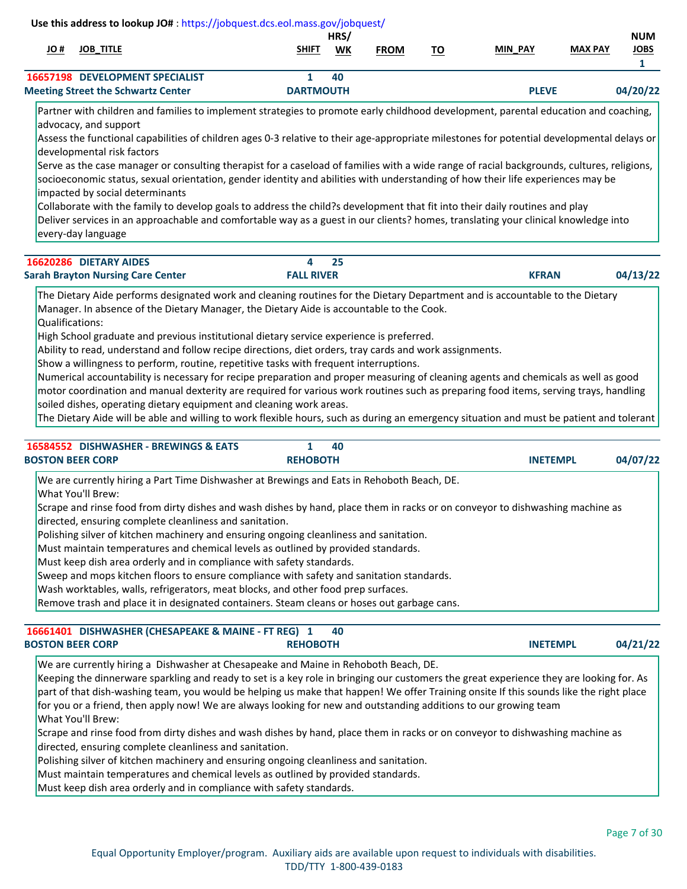Use this address to lookup JO# : https://jobquest.dcs.eol.mass.gov/jobquest/

| JO # | JOB_TITLE | SHIFT | HRS/WK | FROM | TO | MIN_PAY | MAX PAY | NUM JOBS |
|---|---|---|---|---|---|---|---|---|
| | | | | | | | | 1 |

**16657198 DEVELOPMENT SPECIALIST** — Shift: 1 — Hrs/Wk: 40
**Meeting Street the Schwartz Center** — DARTMOUTH — PLEVE — 04/20/22

Partner with children and families to implement strategies to promote early childhood development, parental education and coaching, advocacy, and support
Assess the functional capabilities of children ages 0-3 relative to their age-appropriate milestones for potential developmental delays or developmental risk factors
Serve as the case manager or consulting therapist for a caseload of families with a wide range of racial backgrounds, cultures, religions, socioeconomic status, sexual orientation, gender identity and abilities with understanding of how their life experiences may be impacted by social determinants
Collaborate with the family to develop goals to address the child?s development that fit into their daily routines and play
Deliver services in an approachable and comfortable way as a guest in our clients? homes, translating your clinical knowledge into every-day language

**16620286 DIETARY AIDES** — Shift: 4 — Hrs/Wk: 25
**Sarah Brayton Nursing Care Center** — FALL RIVER — KFRAN — 04/13/22

The Dietary Aide performs designated work and cleaning routines for the Dietary Department and is accountable to the Dietary Manager. In absence of the Dietary Manager, the Dietary Aide is accountable to the Cook.
Qualifications:
High School graduate and previous institutional dietary service experience is preferred.
Ability to read, understand and follow recipe directions, diet orders, tray cards and work assignments.
Show a willingness to perform, routine, repetitive tasks with frequent interruptions.
Numerical accountability is necessary for recipe preparation and proper measuring of cleaning agents and chemicals as well as good motor coordination and manual dexterity are required for various work routines such as preparing food items, serving trays, handling soiled dishes, operating dietary equipment and cleaning work areas.
The Dietary Aide will be able and willing to work flexible hours, such as during an emergency situation and must be patient and tolerant

**16584552 DISHWASHER - BREWINGS & EATS** — Shift: 1 — Hrs/Wk: 40
**BOSTON BEER CORP** — REHOBOTH — INETEMPL — 04/07/22

We are currently hiring a Part Time Dishwasher at Brewings and Eats in Rehoboth Beach, DE.
What You'll Brew:
Scrape and rinse food from dirty dishes and wash dishes by hand, place them in racks or on conveyor to dishwashing machine as directed, ensuring complete cleanliness and sanitation.
Polishing silver of kitchen machinery and ensuring ongoing cleanliness and sanitation.
Must maintain temperatures and chemical levels as outlined by provided standards.
Must keep dish area orderly and in compliance with safety standards.
Sweep and mops kitchen floors to ensure compliance with safety and sanitation standards.
Wash worktables, walls, refrigerators, meat blocks, and other food prep surfaces.
Remove trash and place it in designated containers. Steam cleans or hoses out garbage cans.

**16661401 DISHWASHER (CHESAPEAKE & MAINE - FT REG)** — Shift: 1 — Hrs/Wk: 40
**BOSTON BEER CORP** — REHOBOTH — INETEMPL — 04/21/22

We are currently hiring a Dishwasher at Chesapeake and Maine in Rehoboth Beach, DE.
Keeping the dinnerware sparkling and ready to set is a key role in bringing our customers the great experience they are looking for. As part of that dish-washing team, you would be helping us make that happen! We offer Training onsite If this sounds like the right place for you or a friend, then apply now! We are always looking for new and outstanding additions to our growing team
What You'll Brew:
Scrape and rinse food from dirty dishes and wash dishes by hand, place them in racks or on conveyor to dishwashing machine as directed, ensuring complete cleanliness and sanitation.
Polishing silver of kitchen machinery and ensuring ongoing cleanliness and sanitation.
Must maintain temperatures and chemical levels as outlined by provided standards.
Must keep dish area orderly and in compliance with safety standards.

Equal Opportunity Employer/program. Auxiliary aids are available upon request to individuals with disabilities.
TDD/TTY 1-800-439-0183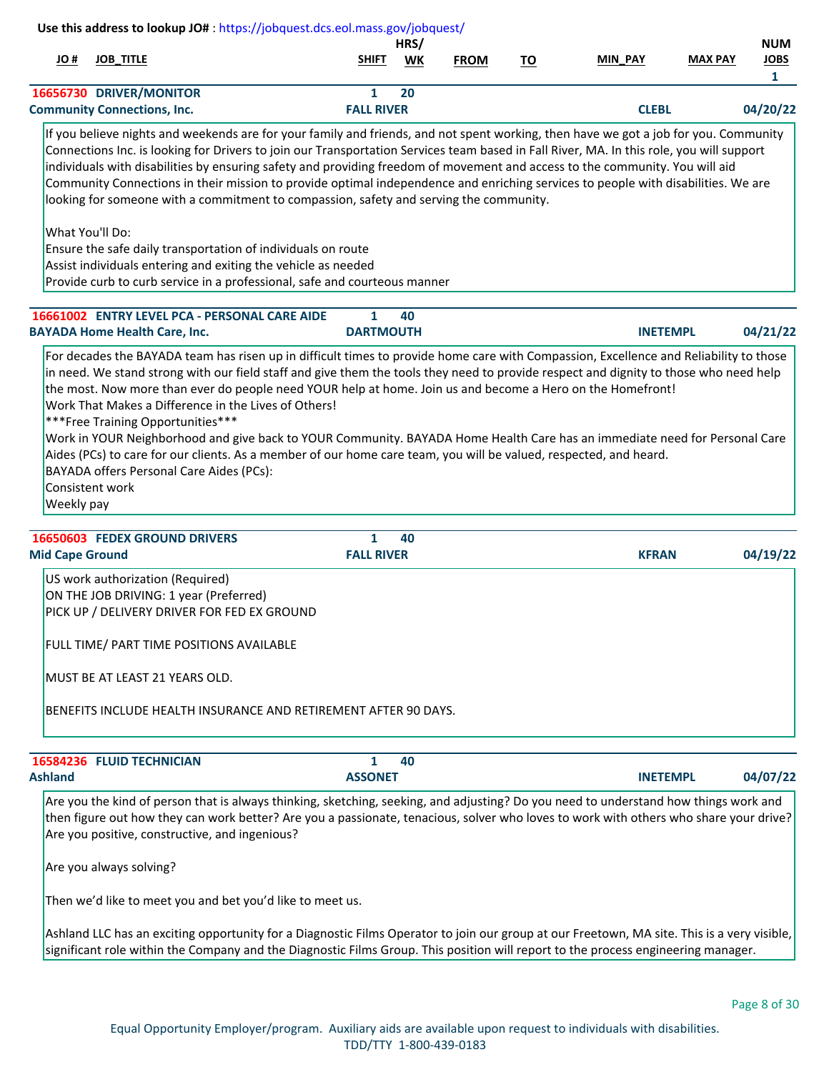Use this address to lookup JO# : https://jobquest.dcs.eol.mass.gov/jobquest/

| JO # | JOB_TITLE | SHIFT | HRS/ WK | FROM | TO | MIN_PAY | MAX PAY | NUM JOBS |
|---|---|---|---|---|---|---|---|---|
| | | | | | | | | 1 |

**16656730 DRIVER/MONITOR** — Shift: 1 — Hrs/Wk: 20
**Community Connections, Inc.** — FALL RIVER — CLEBL — 04/20/22

If you believe nights and weekends are for your family and friends, and not spent working, then have we got a job for you. Community Connections Inc. is looking for Drivers to join our Transportation Services team based in Fall River, MA. In this role, you will support individuals with disabilities by ensuring safety and providing freedom of movement and access to the community. You will aid Community Connections in their mission to provide optimal independence and enriching services to people with disabilities. We are looking for someone with a commitment to compassion, safety and serving the community.

What You'll Do:
Ensure the safe daily transportation of individuals on route
Assist individuals entering and exiting the vehicle as needed
Provide curb to curb service in a professional, safe and courteous manner

**16661002 ENTRY LEVEL PCA - PERSONAL CARE AIDE** — Shift: 1 — Hrs/Wk: 40
**BAYADA Home Health Care, Inc.** — DARTMOUTH — INETEMPL — 04/21/22

For decades the BAYADA team has risen up in difficult times to provide home care with Compassion, Excellence and Reliability to those in need. We stand strong with our field staff and give them the tools they need to provide respect and dignity to those who need help the most. Now more than ever do people need YOUR help at home. Join us and become a Hero on the Homefront!
Work That Makes a Difference in the Lives of Others!
***Free Training Opportunities***
Work in YOUR Neighborhood and give back to YOUR Community. BAYADA Home Health Care has an immediate need for Personal Care Aides (PCs) to care for our clients. As a member of our home care team, you will be valued, respected, and heard.
BAYADA offers Personal Care Aides (PCs):
Consistent work
Weekly pay

**16650603 FEDEX GROUND DRIVERS** — Shift: 1 — Hrs/Wk: 40
**Mid Cape Ground** — FALL RIVER — KFRAN — 04/19/22

US work authorization (Required)
ON THE JOB DRIVING: 1 year (Preferred)
PICK UP / DELIVERY DRIVER FOR FED EX GROUND

FULL TIME/ PART TIME POSITIONS AVAILABLE

MUST BE AT LEAST 21 YEARS OLD.

BENEFITS INCLUDE HEALTH INSURANCE AND RETIREMENT AFTER 90 DAYS.

**16584236 FLUID TECHNICIAN** — Shift: 1 — Hrs/Wk: 40
**Ashland** — ASSONET — INETEMPL — 04/07/22

Are you the kind of person that is always thinking, sketching, seeking, and adjusting? Do you need to understand how things work and then figure out how they can work better? Are you a passionate, tenacious, solver who loves to work with others who share your drive? Are you positive, constructive, and ingenious?

Are you always solving?

Then we'd like to meet you and bet you'd like to meet us.

Ashland LLC has an exciting opportunity for a Diagnostic Films Operator to join our group at our Freetown, MA site. This is a very visible, significant role within the Company and the Diagnostic Films Group. This position will report to the process engineering manager.

Equal Opportunity Employer/program. Auxiliary aids are available upon request to individuals with disabilities.
TDD/TTY 1-800-439-0183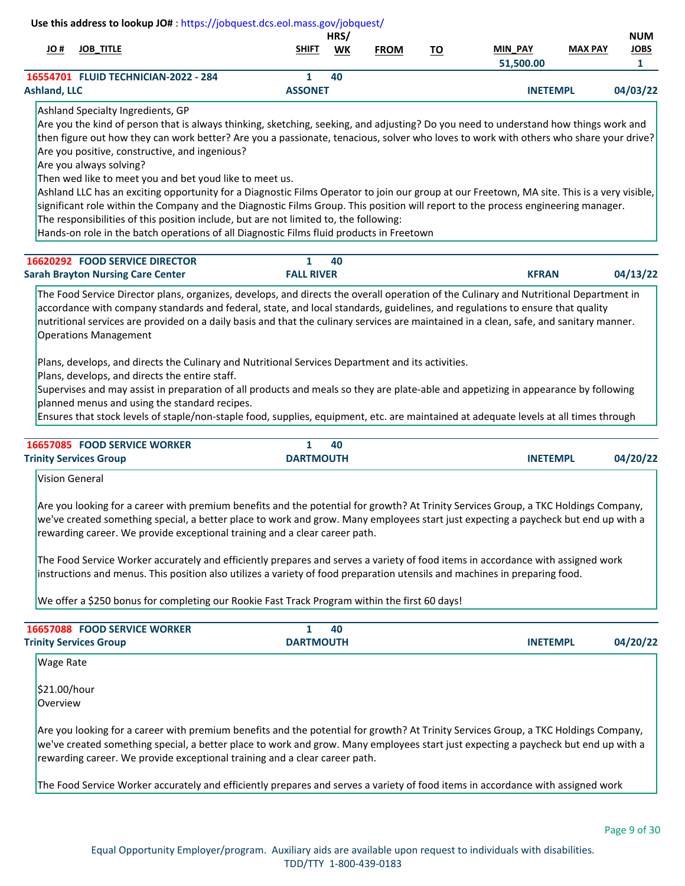Use this address to lookup JO# : https://jobquest.dcs.eol.mass.gov/jobquest/

| JO # | JOB_TITLE | SHIFT | HRS/ WK | FROM | TO | MIN_PAY | MAX PAY | NUM JOBS |
|---|---|---|---|---|---|---|---|---|
| 16554701 | FLUID TECHNICIAN-2022 - 284 | 1 | 40 | | | 51,500.00 | | 1 |

**Ashland, LLC** — ASSONET — INETEMPL — 04/03/22

Ashland Specialty Ingredients, GP
Are you the kind of person that is always thinking, sketching, seeking, and adjusting? Do you need to understand how things work and then figure out how they can work better? Are you a passionate, tenacious, solver who loves to work with others who share your drive?
Are you positive, constructive, and ingenious?
Are you always solving?
Then wed like to meet you and bet youd like to meet us.
Ashland LLC has an exciting opportunity for a Diagnostic Films Operator to join our group at our Freetown, MA site. This is a very visible, significant role within the Company and the Diagnostic Films Group. This position will report to the process engineering manager.
The responsibilities of this position include, but are not limited to, the following:
Hands-on role in the batch operations of all Diagnostic Films fluid products in Freetown

| JO # | JOB_TITLE | SHIFT | HRS/ WK | FROM | TO | MIN_PAY | MAX PAY | NUM JOBS |
|---|---|---|---|---|---|---|---|---|
| 16620292 | FOOD SERVICE DIRECTOR | 1 | 40 | | | | | |

**Sarah Brayton Nursing Care Center** — FALL RIVER — KFRAN — 04/13/22

The Food Service Director plans, organizes, develops, and directs the overall operation of the Culinary and Nutritional Department in accordance with company standards and federal, state, and local standards, guidelines, and regulations to ensure that quality nutritional services are provided on a daily basis and that the culinary services are maintained in a clean, safe, and sanitary manner.
Operations Management

Plans, develops, and directs the Culinary and Nutritional Services Department and its activities.
Plans, develops, and directs the entire staff.
Supervises and may assist in preparation of all products and meals so they are plate-able and appetizing in appearance by following planned menus and using the standard recipes.
Ensures that stock levels of staple/non-staple food, supplies, equipment, etc. are maintained at adequate levels at all times through

| JO # | JOB_TITLE | SHIFT | HRS/ WK | FROM | TO | MIN_PAY | MAX PAY | NUM JOBS |
|---|---|---|---|---|---|---|---|---|
| 16657085 | FOOD SERVICE WORKER | 1 | 40 | | | | | |

**Trinity Services Group** — DARTMOUTH — INETEMPL — 04/20/22

Vision General

Are you looking for a career with premium benefits and the potential for growth? At Trinity Services Group, a TKC Holdings Company, we've created something special, a better place to work and grow. Many employees start just expecting a paycheck but end up with a rewarding career. We provide exceptional training and a clear career path.

The Food Service Worker accurately and efficiently prepares and serves a variety of food items in accordance with assigned work instructions and menus. This position also utilizes a variety of food preparation utensils and machines in preparing food.

We offer a $250 bonus for completing our Rookie Fast Track Program within the first 60 days!

| JO # | JOB_TITLE | SHIFT | HRS/ WK | FROM | TO | MIN_PAY | MAX PAY | NUM JOBS |
|---|---|---|---|---|---|---|---|---|
| 16657088 | FOOD SERVICE WORKER | 1 | 40 | | | | | |

**Trinity Services Group** — DARTMOUTH — INETEMPL — 04/20/22

Wage Rate

$21.00/hour
Overview

Are you looking for a career with premium benefits and the potential for growth? At Trinity Services Group, a TKC Holdings Company, we've created something special, a better place to work and grow. Many employees start just expecting a paycheck but end up with a rewarding career. We provide exceptional training and a clear career path.

The Food Service Worker accurately and efficiently prepares and serves a variety of food items in accordance with assigned work

Equal Opportunity Employer/program. Auxiliary aids are available upon request to individuals with disabilities.
TDD/TTY 1-800-439-0183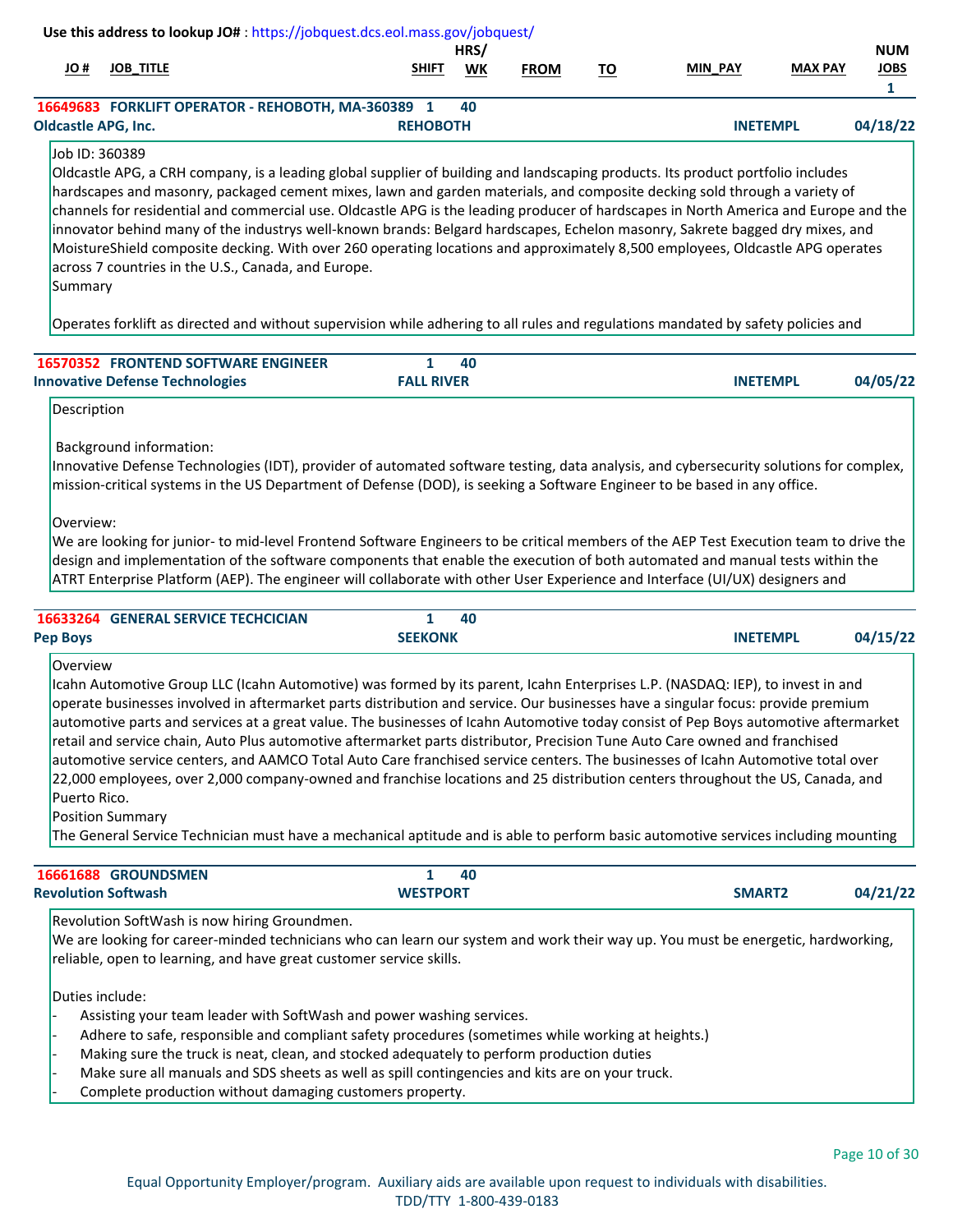Use this address to lookup JO# : https://jobquest.dcs.eol.mass.gov/jobquest/

| JO # | JOB_TITLE | SHIFT | HRS/ WK | FROM | TO | MIN_PAY | MAX PAY | NUM JOBS |
|---|---|---|---|---|---|---|---|---|
| 16649683 | FORKLIFT OPERATOR - REHOBOTH, MA-360389 | 1 | 40 | | | | | 1 |
| Oldcastle APG, Inc. | | REHOBOTH | | | | INETEMPL | | 04/18/22 |

Job ID: 360389
Oldcastle APG, a CRH company, is a leading global supplier of building and landscaping products. Its product portfolio includes hardscapes and masonry, packaged cement mixes, lawn and garden materials, and composite decking sold through a variety of channels for residential and commercial use. Oldcastle APG is the leading producer of hardscapes in North America and Europe and the innovator behind many of the industrys well-known brands: Belgard hardscapes, Echelon masonry, Sakrete bagged dry mixes, and MoistureShield composite decking. With over 260 operating locations and approximately 8,500 employees, Oldcastle APG operates across 7 countries in the U.S., Canada, and Europe.
Summary

Operates forklift as directed and without supervision while adhering to all rules and regulations mandated by safety policies and

| JO # | JOB_TITLE | SHIFT | HRS/ WK | | | | | |
|---|---|---|---|---|---|---|---|---|
| 16570352 | FRONTEND SOFTWARE ENGINEER | 1 | 40 | | | | | |
| Innovative Defense Technologies | | FALL RIVER | | | | INETEMPL | | 04/05/22 |

Description

Background information:
Innovative Defense Technologies (IDT), provider of automated software testing, data analysis, and cybersecurity solutions for complex, mission-critical systems in the US Department of Defense (DOD), is seeking a Software Engineer to be based in any office.

Overview:
We are looking for junior- to mid-level Frontend Software Engineers to be critical members of the AEP Test Execution team to drive the design and implementation of the software components that enable the execution of both automated and manual tests within the ATRT Enterprise Platform (AEP). The engineer will collaborate with other User Experience and Interface (UI/UX) designers and

| JO # | JOB_TITLE | SHIFT | HRS/ WK | | | | | |
|---|---|---|---|---|---|---|---|---|
| 16633264 | GENERAL SERVICE TECHCICIAN | 1 | 40 | | | | | |
| Pep Boys | | SEEKONK | | | | INETEMPL | | 04/15/22 |

Overview
Icahn Automotive Group LLC (Icahn Automotive) was formed by its parent, Icahn Enterprises L.P. (NASDAQ: IEP), to invest in and operate businesses involved in aftermarket parts distribution and service. Our businesses have a singular focus: provide premium automotive parts and services at a great value. The businesses of Icahn Automotive today consist of Pep Boys automotive aftermarket retail and service chain, Auto Plus automotive aftermarket parts distributor, Precision Tune Auto Care owned and franchised automotive service centers, and AAMCO Total Auto Care franchised service centers. The businesses of Icahn Automotive total over 22,000 employees, over 2,000 company-owned and franchise locations and 25 distribution centers throughout the US, Canada, and Puerto Rico.
Position Summary
The General Service Technician must have a mechanical aptitude and is able to perform basic automotive services including mounting

| JO # | JOB_TITLE | SHIFT | HRS/ WK | | | | | |
|---|---|---|---|---|---|---|---|---|
| 16661688 | GROUNDSMEN | 1 | 40 | | | | | |
| Revolution Softwash | | WESTPORT | | | | SMART2 | | 04/21/22 |

Revolution SoftWash is now hiring Groundmen.
We are looking for career-minded technicians who can learn our system and work their way up. You must be energetic, hardworking, reliable, open to learning, and have great customer service skills.

Duties include:
- Assisting your team leader with SoftWash and power washing services.
- Adhere to safe, responsible and compliant safety procedures (sometimes while working at heights.)
- Making sure the truck is neat, clean, and stocked adequately to perform production duties
- Make sure all manuals and SDS sheets as well as spill contingencies and kits are on your truck.
- Complete production without damaging customers property.

Equal Opportunity Employer/program. Auxiliary aids are available upon request to individuals with disabilities.
TDD/TTY 1-800-439-0183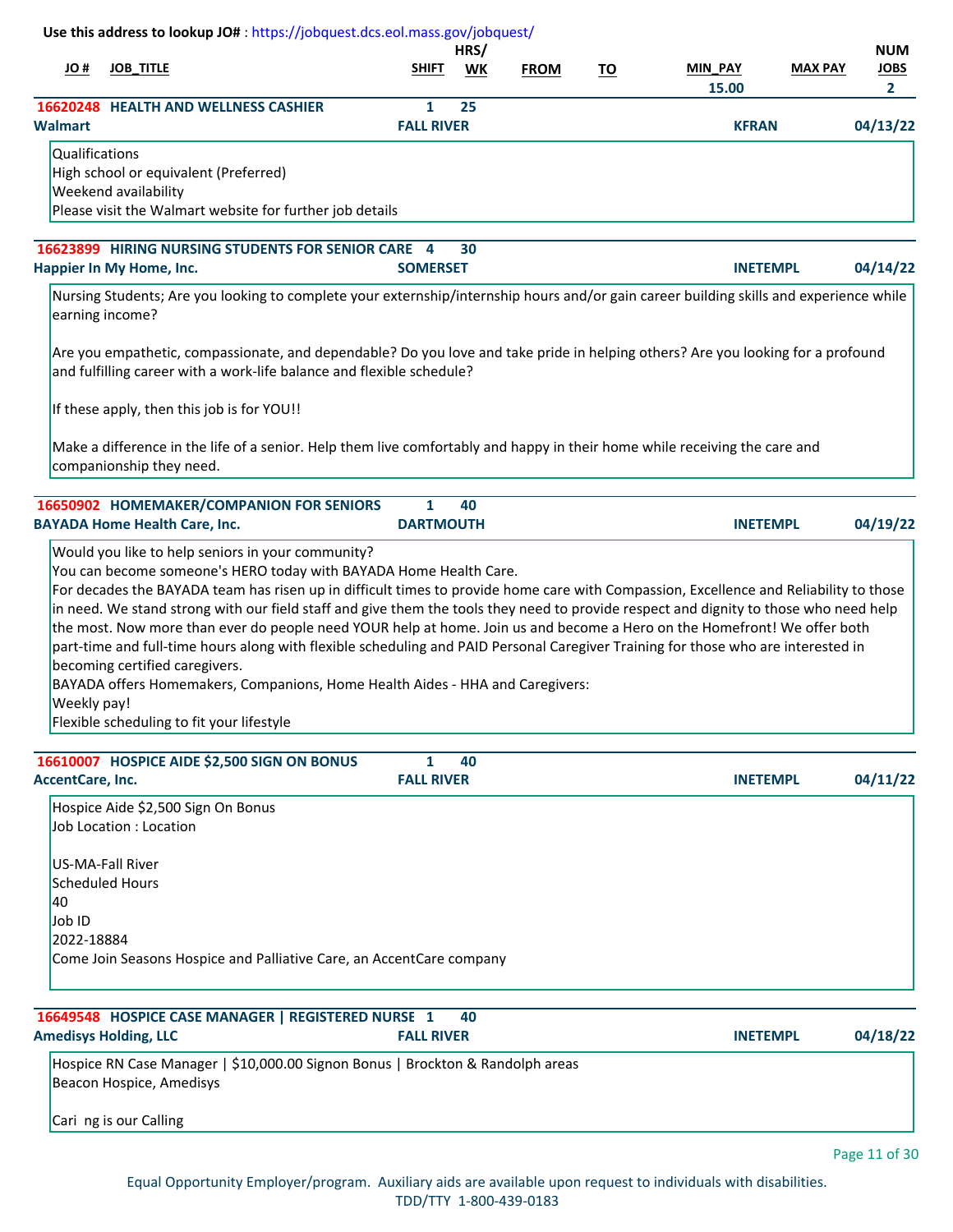Use this address to lookup JO# : https://jobquest.dcs.eol.mass.gov/jobquest/

| JO # | JOB_TITLE | SHIFT | HRS/ WK | FROM | TO | MIN_PAY | MAX PAY | NUM JOBS |
|---|---|---|---|---|---|---|---|---|
| 16620248 | HEALTH AND WELLNESS CASHIER | 1 | 25 | | | 15.00 | | 2 |
| Walmart | | FALL RIVER | | | | KFRAN | | 04/13/22 |

Qualifications
High school or equivalent (Preferred)
Weekend availability
Please visit the Walmart website for further job details

| JO # | JOB_TITLE | SHIFT | HRS/ WK | | | | | |
|---|---|---|---|---|---|---|---|---|
| 16623899 | HIRING NURSING STUDENTS FOR SENIOR CARE | 4 | 30 | | | | | |
| Happier In My Home, Inc. | | SOMERSET | | | | INETEMPL | | 04/14/22 |

Nursing Students; Are you looking to complete your externship/internship hours and/or gain career building skills and experience while earning income?

Are you empathetic, compassionate, and dependable? Do you love and take pride in helping others? Are you looking for a profound and fulfilling career with a work-life balance and flexible schedule?

If these apply, then this job is for YOU!!

Make a difference in the life of a senior. Help them live comfortably and happy in their home while receiving the care and companionship they need.

| JO # | JOB_TITLE | SHIFT | HRS/ WK | | | | | |
|---|---|---|---|---|---|---|---|---|
| 16650902 | HOMEMAKER/COMPANION FOR SENIORS | 1 | 40 | | | | | |
| BAYADA Home Health Care, Inc. | | DARTMOUTH | | | | INETEMPL | | 04/19/22 |

Would you like to help seniors in your community?
You can become someone's HERO today with BAYADA Home Health Care.
For decades the BAYADA team has risen up in difficult times to provide home care with Compassion, Excellence and Reliability to those in need. We stand strong with our field staff and give them the tools they need to provide respect and dignity to those who need help the most. Now more than ever do people need YOUR help at home. Join us and become a Hero on the Homefront! We offer both part-time and full-time hours along with flexible scheduling and PAID Personal Caregiver Training for those who are interested in becoming certified caregivers.
BAYADA offers Homemakers, Companions, Home Health Aides - HHA and Caregivers:
Weekly pay!
Flexible scheduling to fit your lifestyle

| JO # | JOB_TITLE | SHIFT | HRS/ WK | | | | | |
|---|---|---|---|---|---|---|---|---|
| 16610007 | HOSPICE AIDE $2,500 SIGN ON BONUS | 1 | 40 | | | | | |
| AccentCare, Inc. | | FALL RIVER | | | | INETEMPL | | 04/11/22 |

Hospice Aide $2,500 Sign On Bonus
Job Location : Location

US-MA-Fall River
Scheduled Hours
40
Job ID
2022-18884
Come Join Seasons Hospice and Palliative Care, an AccentCare company

| JO # | JOB_TITLE | SHIFT | HRS/ WK | | | | | |
|---|---|---|---|---|---|---|---|---|
| 16649548 | HOSPICE CASE MANAGER \| REGISTERED NURSE | 1 | 40 | | | | | |
| Amedisys Holding, LLC | | FALL RIVER | | | | INETEMPL | | 04/18/22 |

Hospice RN Case Manager | $10,000.00 Signon Bonus | Brockton & Randolph areas
Beacon Hospice, Amedisys

Cari ng is our Calling

Equal Opportunity Employer/program. Auxiliary aids are available upon request to individuals with disabilities.
TDD/TTY 1-800-439-0183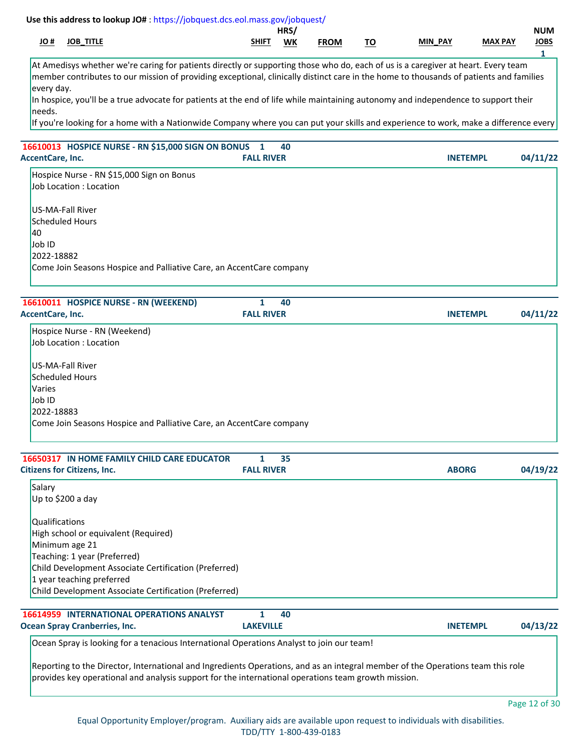Use this address to lookup JO# : https://jobquest.dcs.eol.mass.gov/jobquest/

| JO # | JOB_TITLE | SHIFT | HRS/ WK | FROM | TO | MIN_PAY | MAX PAY | NUM JOBS |
|---|---|---|---|---|---|---|---|---|
| | | | | | | | | 1 |

At Amedisys whether we're caring for patients directly or supporting those who do, each of us is a caregiver at heart. Every team member contributes to our mission of providing exceptional, clinically distinct care in the home to thousands of patients and families every day.
In hospice, you'll be a true advocate for patients at the end of life while maintaining autonomy and independence to support their needs.
If you're looking for a home with a Nationwide Company where you can put your skills and experience to work, make a difference every

---

**16610013 HOSPICE NURSE - RN $15,000 SIGN ON BONUS** 1 40
**AccentCare, Inc.** **FALL RIVER** **INETEMPL** **04/11/22**

Hospice Nurse - RN $15,000 Sign on Bonus
Job Location : Location

US-MA-Fall River
Scheduled Hours
40
Job ID
2022-18882
Come Join Seasons Hospice and Palliative Care, an AccentCare company

---

**16610011 HOSPICE NURSE - RN (WEEKEND)** 1 40
**AccentCare, Inc.** **FALL RIVER** **INETEMPL** **04/11/22**

Hospice Nurse - RN (Weekend)
Job Location : Location

US-MA-Fall River
Scheduled Hours
Varies
Job ID
2022-18883
Come Join Seasons Hospice and Palliative Care, an AccentCare company

---

**16650317 IN HOME FAMILY CHILD CARE EDUCATOR** 1 35
**Citizens for Citizens, Inc.** **FALL RIVER** **ABORG** **04/19/22**

Salary
Up to $200 a day

Qualifications
High school or equivalent (Required)
Minimum age 21
Teaching: 1 year (Preferred)
Child Development Associate Certification (Preferred)
1 year teaching preferred
Child Development Associate Certification (Preferred)

---

**16614959 INTERNATIONAL OPERATIONS ANALYST** 1 40
**Ocean Spray Cranberries, Inc.** **LAKEVILLE** **INETEMPL** **04/13/22**

Ocean Spray is looking for a tenacious International Operations Analyst to join our team!

Reporting to the Director, International and Ingredients Operations, and as an integral member of the Operations team this role provides key operational and analysis support for the international operations team growth mission.

Equal Opportunity Employer/program. Auxiliary aids are available upon request to individuals with disabilities.
TDD/TTY 1-800-439-0183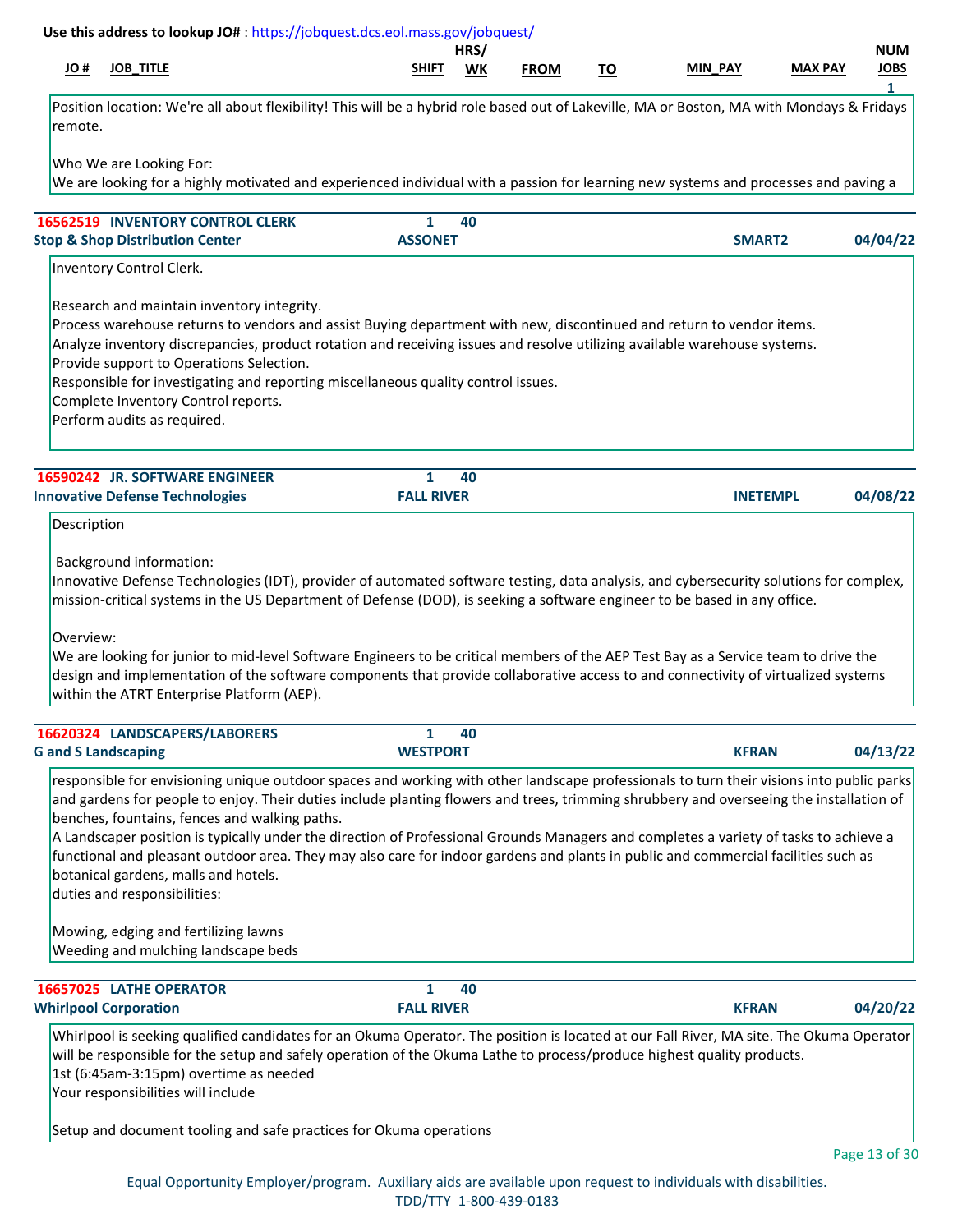Use this address to lookup JO# : https://jobquest.dcs.eol.mass.gov/jobquest/

| JO # | JOB_TITLE | SHIFT | HRS/ WK | FROM | TO | MIN_PAY | MAX PAY | NUM JOBS |
|---|---|---|---|---|---|---|---|---|
| | | | | | | | | 1 |

Position location: We're all about flexibility! This will be a hybrid role based out of Lakeville, MA or Boston, MA with Mondays & Fridays remote.

Who We are Looking For:
We are looking for a highly motivated and experienced individual with a passion for learning new systems and processes and paving a

---

**16562519 INVENTORY CONTROL CLERK** | 1 | 40
**Stop & Shop Distribution Center** | **ASSONET** | **SMART2** | **04/04/22**

Inventory Control Clerk.

Research and maintain inventory integrity.
Process warehouse returns to vendors and assist Buying department with new, discontinued and return to vendor items.
Analyze inventory discrepancies, product rotation and receiving issues and resolve utilizing available warehouse systems.
Provide support to Operations Selection.
Responsible for investigating and reporting miscellaneous quality control issues.
Complete Inventory Control reports.
Perform audits as required.

---

**16590242 JR. SOFTWARE ENGINEER** | 1 | 40
**Innovative Defense Technologies** | **FALL RIVER** | **INETEMPL** | **04/08/22**

Description

Background information:
Innovative Defense Technologies (IDT), provider of automated software testing, data analysis, and cybersecurity solutions for complex, mission-critical systems in the US Department of Defense (DOD), is seeking a software engineer to be based in any office.

Overview:
We are looking for junior to mid-level Software Engineers to be critical members of the AEP Test Bay as a Service team to drive the design and implementation of the software components that provide collaborative access to and connectivity of virtualized systems within the ATRT Enterprise Platform (AEP).

---

**16620324 LANDSCAPERS/LABORERS** | 1 | 40
**G and S Landscaping** | **WESTPORT** | **KFRAN** | **04/13/22**

responsible for envisioning unique outdoor spaces and working with other landscape professionals to turn their visions into public parks and gardens for people to enjoy. Their duties include planting flowers and trees, trimming shrubbery and overseeing the installation of benches, fountains, fences and walking paths.
A Landscaper position is typically under the direction of Professional Grounds Managers and completes a variety of tasks to achieve a functional and pleasant outdoor area. They may also care for indoor gardens and plants in public and commercial facilities such as botanical gardens, malls and hotels.
duties and responsibilities:

Mowing, edging and fertilizing lawns
Weeding and mulching landscape beds

---

**16657025 LATHE OPERATOR** | 1 | 40
**Whirlpool Corporation** | **FALL RIVER** | **KFRAN** | **04/20/22**

Whirlpool is seeking qualified candidates for an Okuma Operator. The position is located at our Fall River, MA site. The Okuma Operator will be responsible for the setup and safely operation of the Okuma Lathe to process/produce highest quality products.
1st (6:45am-3:15pm) overtime as needed
Your responsibilities will include

Setup and document tooling and safe practices for Okuma operations

Equal Opportunity Employer/program. Auxiliary aids are available upon request to individuals with disabilities.
TDD/TTY 1-800-439-0183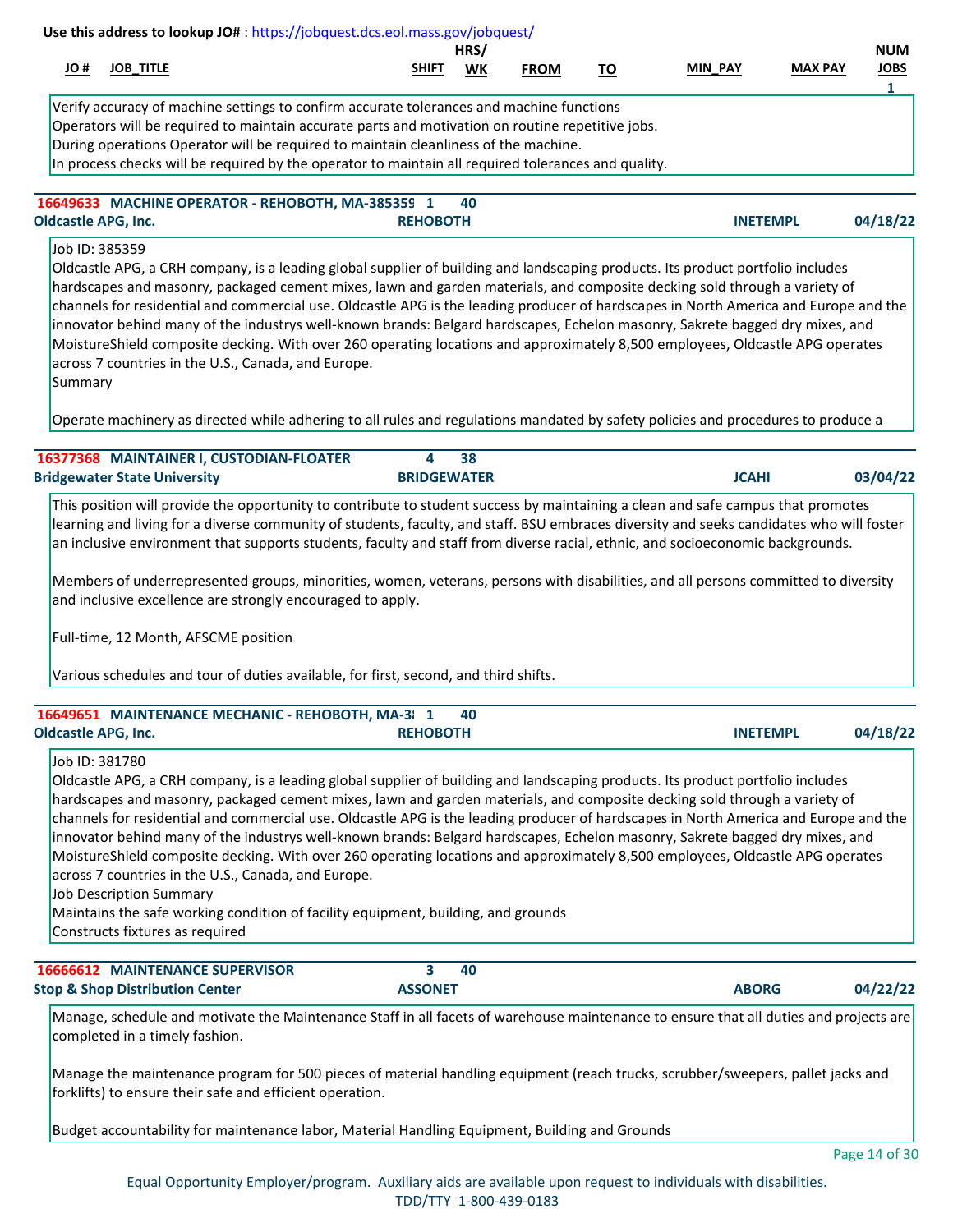**Use this address to lookup JO#** : https://jobquest.dcs.eol.mass.gov/jobquest/

| JO # | JOB_TITLE | SHIFT | HRS/WK | FROM | TO | MIN_PAY | MAX PAY | NUM JOBS |
|---|---|---|---|---|---|---|---|---|
| | | | | | | | | 1 |

Verify accuracy of machine settings to confirm accurate tolerances and machine functions
Operators will be required to maintain accurate parts and motivation on routine repetitive jobs.
During operations Operator will be required to maintain cleanliness of the machine.
In process checks will be required by the operator to maintain all required tolerances and quality.

---

**16649633 MACHINE OPERATOR - REHOBOTH, MA-385359** | 1 | 40
**Oldcastle APG, Inc.** | **REHOBOTH** | **INETEMPL** | **04/18/22**

Job ID: 385359
Oldcastle APG, a CRH company, is a leading global supplier of building and landscaping products. Its product portfolio includes hardscapes and masonry, packaged cement mixes, lawn and garden materials, and composite decking sold through a variety of channels for residential and commercial use. Oldcastle APG is the leading producer of hardscapes in North America and Europe and the innovator behind many of the industrys well-known brands: Belgard hardscapes, Echelon masonry, Sakrete bagged dry mixes, and MoistureShield composite decking. With over 260 operating locations and approximately 8,500 employees, Oldcastle APG operates across 7 countries in the U.S., Canada, and Europe.
Summary

Operate machinery as directed while adhering to all rules and regulations mandated by safety policies and procedures to produce a

---

**16377368 MAINTAINER I, CUSTODIAN-FLOATER** | 4 | 38
**Bridgewater State University** | **BRIDGEWATER** | **JCAHI** | **03/04/22**

This position will provide the opportunity to contribute to student success by maintaining a clean and safe campus that promotes learning and living for a diverse community of students, faculty, and staff. BSU embraces diversity and seeks candidates who will foster an inclusive environment that supports students, faculty and staff from diverse racial, ethnic, and socioeconomic backgrounds.

Members of underrepresented groups, minorities, women, veterans, persons with disabilities, and all persons committed to diversity and inclusive excellence are strongly encouraged to apply.

Full-time, 12 Month, AFSCME position

Various schedules and tour of duties available, for first, second, and third shifts.

---

**16649651 MAINTENANCE MECHANIC - REHOBOTH, MA-3** | 1 | 40
**Oldcastle APG, Inc.** | **REHOBOTH** | **INETEMPL** | **04/18/22**

Job ID: 381780
Oldcastle APG, a CRH company, is a leading global supplier of building and landscaping products. Its product portfolio includes hardscapes and masonry, packaged cement mixes, lawn and garden materials, and composite decking sold through a variety of channels for residential and commercial use. Oldcastle APG is the leading producer of hardscapes in North America and Europe and the innovator behind many of the industrys well-known brands: Belgard hardscapes, Echelon masonry, Sakrete bagged dry mixes, and MoistureShield composite decking. With over 260 operating locations and approximately 8,500 employees, Oldcastle APG operates across 7 countries in the U.S., Canada, and Europe.
Job Description Summary
Maintains the safe working condition of facility equipment, building, and grounds
Constructs fixtures as required

---

**16666612 MAINTENANCE SUPERVISOR** | 3 | 40
**Stop & Shop Distribution Center** | **ASSONET** | **ABORG** | **04/22/22**

Manage, schedule and motivate the Maintenance Staff in all facets of warehouse maintenance to ensure that all duties and projects are completed in a timely fashion.

Manage the maintenance program for 500 pieces of material handling equipment (reach trucks, scrubber/sweepers, pallet jacks and forklifts) to ensure their safe and efficient operation.

Budget accountability for maintenance labor, Material Handling Equipment, Building and Grounds

Equal Opportunity Employer/program. Auxiliary aids are available upon request to individuals with disabilities.
TDD/TTY 1-800-439-0183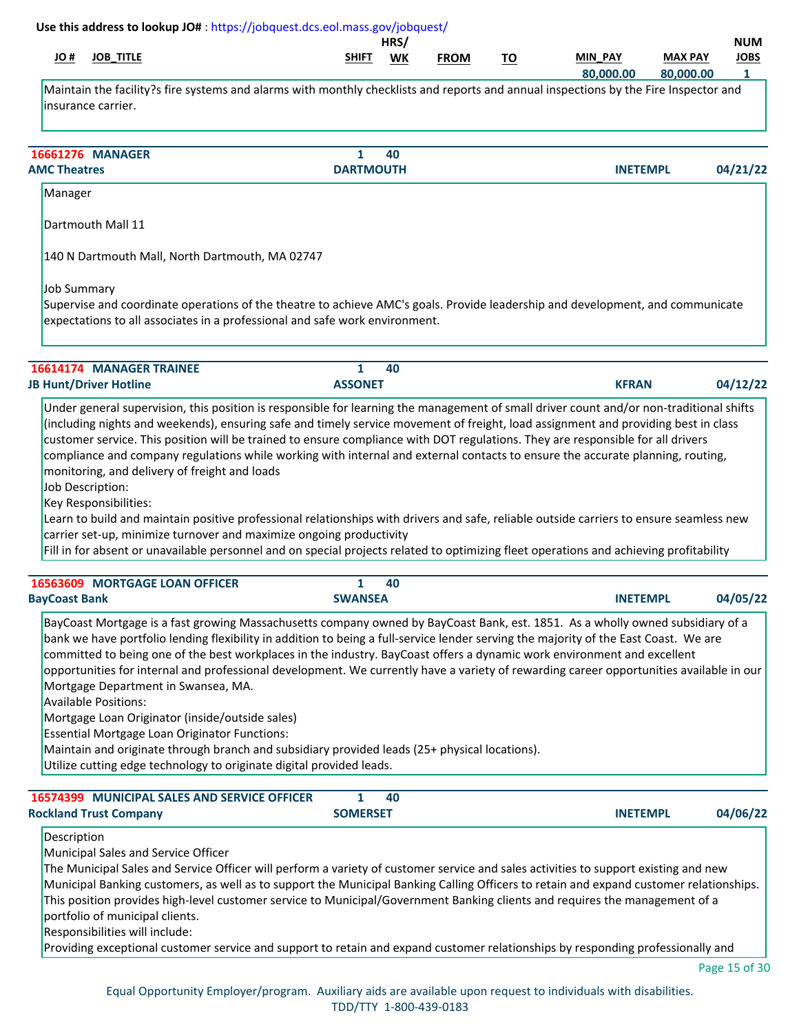Use this address to lookup JO# : https://jobquest.dcs.eol.mass.gov/jobquest/

| JO # | JOB_TITLE | SHIFT | HRS/WK | FROM | TO | MIN_PAY | MAX PAY | NUM JOBS |
|---|---|---|---|---|---|---|---|---|
| | | | | | | 80,000.00 | 80,000.00 | 1 |

Maintain the facility?s fire systems and alarms with monthly checklists and reports and annual inspections by the Fire Inspector and insurance carrier.

---

**16661276 MANAGER** | 1 | 40
**AMC Theatres** | DARTMOUTH | INETEMPL | 04/21/22

Manager

Dartmouth Mall 11

140 N Dartmouth Mall, North Dartmouth, MA 02747

Job Summary
Supervise and coordinate operations of the theatre to achieve AMC's goals. Provide leadership and development, and communicate expectations to all associates in a professional and safe work environment.

---

**16614174 MANAGER TRAINEE** | 1 | 40
**JB Hunt/Driver Hotline** | ASSONET | KFRAN | 04/12/22

Under general supervision, this position is responsible for learning the management of small driver count and/or non-traditional shifts (including nights and weekends), ensuring safe and timely service movement of freight, load assignment and providing best in class customer service. This position will be trained to ensure compliance with DOT regulations. They are responsible for all drivers compliance and company regulations while working with internal and external contacts to ensure the accurate planning, routing, monitoring, and delivery of freight and loads
Job Description:
Key Responsibilities:
Learn to build and maintain positive professional relationships with drivers and safe, reliable outside carriers to ensure seamless new carrier set-up, minimize turnover and maximize ongoing productivity
Fill in for absent or unavailable personnel and on special projects related to optimizing fleet operations and achieving profitability

---

**16563609 MORTGAGE LOAN OFFICER** | 1 | 40
**BayCoast Bank** | SWANSEA | INETEMPL | 04/05/22

BayCoast Mortgage is a fast growing Massachusetts company owned by BayCoast Bank, est. 1851. As a wholly owned subsidiary of a bank we have portfolio lending flexibility in addition to being a full-service lender serving the majority of the East Coast. We are committed to being one of the best workplaces in the industry. BayCoast offers a dynamic work environment and excellent opportunities for internal and professional development. We currently have a variety of rewarding career opportunities available in our Mortgage Department in Swansea, MA.
Available Positions:
Mortgage Loan Originator (inside/outside sales)
Essential Mortgage Loan Originator Functions:
Maintain and originate through branch and subsidiary provided leads (25+ physical locations).
Utilize cutting edge technology to originate digital provided leads.

---

**16574399 MUNICIPAL SALES AND SERVICE OFFICER** | 1 | 40
**Rockland Trust Company** | SOMERSET | INETEMPL | 04/06/22

Description
Municipal Sales and Service Officer
The Municipal Sales and Service Officer will perform a variety of customer service and sales activities to support existing and new Municipal Banking customers, as well as to support the Municipal Banking Calling Officers to retain and expand customer relationships. This position provides high-level customer service to Municipal/Government Banking clients and requires the management of a portfolio of municipal clients.
Responsibilities will include:
Providing exceptional customer service and support to retain and expand customer relationships by responding professionally and

Equal Opportunity Employer/program. Auxiliary aids are available upon request to individuals with disabilities.
TDD/TTY 1-800-439-0183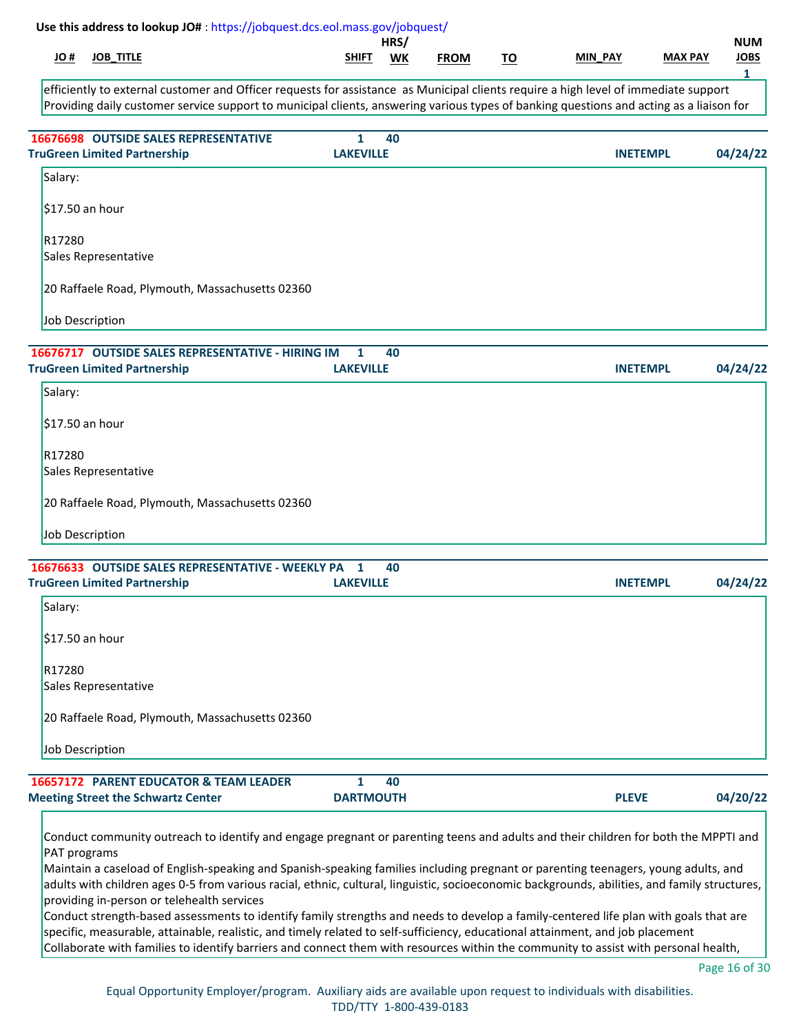Use this address to lookup JO# : https://jobquest.dcs.eol.mass.gov/jobquest/

| JO # | JOB_TITLE | SHIFT | HRS/WK | FROM | TO | MIN_PAY | MAX PAY | NUM JOBS |
|---|---|---|---|---|---|---|---|---|
| | | | | | | | | 1 |

efficiently to external customer and Officer requests for assistance as Municipal clients require a high level of immediate support
Providing daily customer service support to municipal clients, answering various types of banking questions and acting as a liaison for

---

**16676698 OUTSIDE SALES REPRESENTATIVE** | 1 | 40
**TruGreen Limited Partnership** | **LAKEVILLE** | **INETEMPL** | **04/24/22**

Salary:

$17.50 an hour

R17280
Sales Representative

20 Raffaele Road, Plymouth, Massachusetts 02360

Job Description

---

**16676717 OUTSIDE SALES REPRESENTATIVE - HIRING IM** | 1 | 40
**TruGreen Limited Partnership** | **LAKEVILLE** | **INETEMPL** | **04/24/22**

Salary:

$17.50 an hour

R17280
Sales Representative

20 Raffaele Road, Plymouth, Massachusetts 02360

Job Description

---

**16676633 OUTSIDE SALES REPRESENTATIVE - WEEKLY PA** | 1 | 40
**TruGreen Limited Partnership** | **LAKEVILLE** | **INETEMPL** | **04/24/22**

Salary:

$17.50 an hour

R17280
Sales Representative

20 Raffaele Road, Plymouth, Massachusetts 02360

Job Description

---

**16657172 PARENT EDUCATOR & TEAM LEADER** | 1 | 40
**Meeting Street the Schwartz Center** | **DARTMOUTH** | **PLEVE** | **04/20/22**

Conduct community outreach to identify and engage pregnant or parenting teens and adults and their children for both the MPPTI and PAT programs
Maintain a caseload of English-speaking and Spanish-speaking families including pregnant or parenting teenagers, young adults, and adults with children ages 0-5 from various racial, ethnic, cultural, linguistic, socioeconomic backgrounds, abilities, and family structures, providing in-person or telehealth services
Conduct strength-based assessments to identify family strengths and needs to develop a family-centered life plan with goals that are specific, measurable, attainable, realistic, and timely related to self-sufficiency, educational attainment, and job placement
Collaborate with families to identify barriers and connect them with resources within the community to assist with personal health,

Equal Opportunity Employer/program. Auxiliary aids are available upon request to individuals with disabilities.
TDD/TTY 1-800-439-0183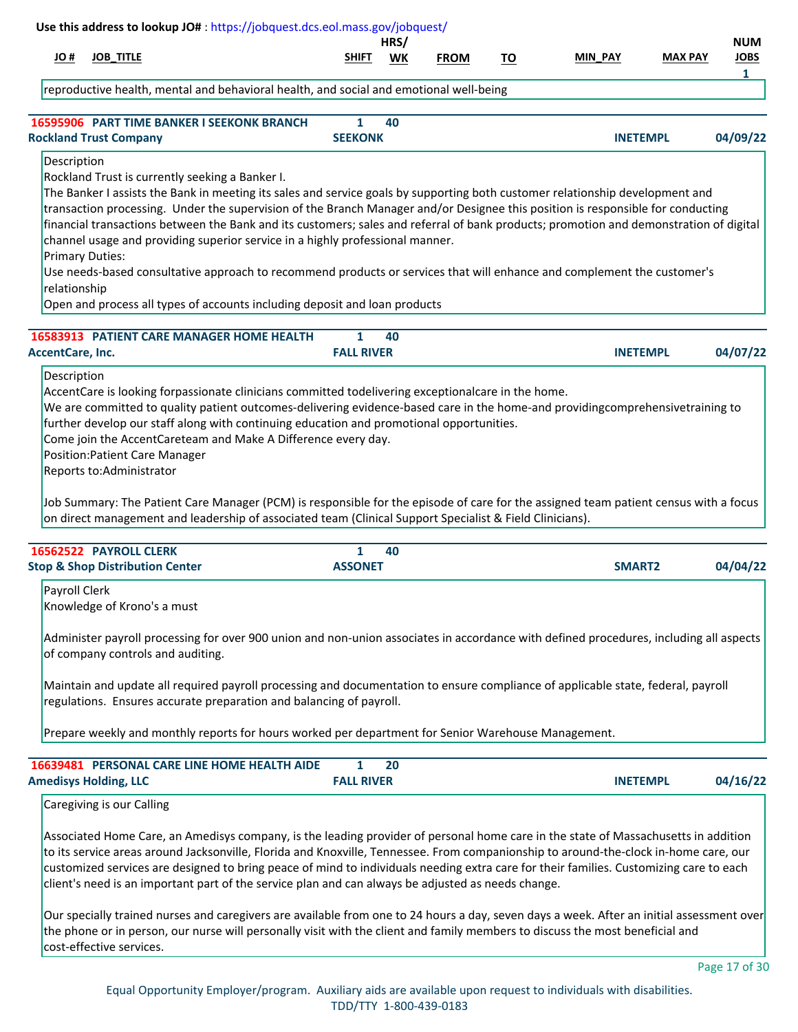Use this address to lookup JO# : https://jobquest.dcs.eol.mass.gov/jobquest/

| JO # | JOB_TITLE | SHIFT | HRS/WK | FROM | TO | MIN_PAY | MAX PAY | NUM JOBS |
|---|---|---|---|---|---|---|---|---|
| | | | | | | | | 1 |

reproductive health, mental and behavioral health, and social and emotional well-being

---

**16595906 PART TIME BANKER I SEEKONK BRANCH** | 1 | 40
**Rockland Trust Company** | **SEEKONK** | **INETEMPL** | **04/09/22**

Description
Rockland Trust is currently seeking a Banker I.
The Banker I assists the Bank in meeting its sales and service goals by supporting both customer relationship development and transaction processing. Under the supervision of the Branch Manager and/or Designee this position is responsible for conducting financial transactions between the Bank and its customers; sales and referral of bank products; promotion and demonstration of digital channel usage and providing superior service in a highly professional manner.
Primary Duties:
Use needs-based consultative approach to recommend products or services that will enhance and complement the customer's relationship
Open and process all types of accounts including deposit and loan products

---

**16583913 PATIENT CARE MANAGER HOME HEALTH** | 1 | 40
**AccentCare, Inc.** | **FALL RIVER** | **INETEMPL** | **04/07/22**

Description
AccentCare is looking forpassionate clinicians committed todelivering exceptionalcare in the home.
We are committed to quality patient outcomes-delivering evidence-based care in the home-and providingcomprehensivetraining to further develop our staff along with continuing education and promotional opportunities.
Come join the AccentCareteam and Make A Difference every day.
Position:Patient Care Manager
Reports to:Administrator

Job Summary: The Patient Care Manager (PCM) is responsible for the episode of care for the assigned team patient census with a focus on direct management and leadership of associated team (Clinical Support Specialist & Field Clinicians).

---

**16562522 PAYROLL CLERK** | 1 | 40
**Stop & Shop Distribution Center** | **ASSONET** | **SMART2** | **04/04/22**

Payroll Clerk
Knowledge of Krono's a must

Administer payroll processing for over 900 union and non-union associates in accordance with defined procedures, including all aspects of company controls and auditing.

Maintain and update all required payroll processing and documentation to ensure compliance of applicable state, federal, payroll regulations. Ensures accurate preparation and balancing of payroll.

Prepare weekly and monthly reports for hours worked per department for Senior Warehouse Management.

---

**16639481 PERSONAL CARE LINE HOME HEALTH AIDE** | 1 | 20
**Amedisys Holding, LLC** | **FALL RIVER** | **INETEMPL** | **04/16/22**

Caregiving is our Calling

Associated Home Care, an Amedisys company, is the leading provider of personal home care in the state of Massachusetts in addition to its service areas around Jacksonville, Florida and Knoxville, Tennessee. From companionship to around-the-clock in-home care, our customized services are designed to bring peace of mind to individuals needing extra care for their families. Customizing care to each client's need is an important part of the service plan and can always be adjusted as needs change.

Our specially trained nurses and caregivers are available from one to 24 hours a day, seven days a week. After an initial assessment over the phone or in person, our nurse will personally visit with the client and family members to discuss the most beneficial and cost-effective services.

Equal Opportunity Employer/program. Auxiliary aids are available upon request to individuals with disabilities.
TDD/TTY 1-800-439-0183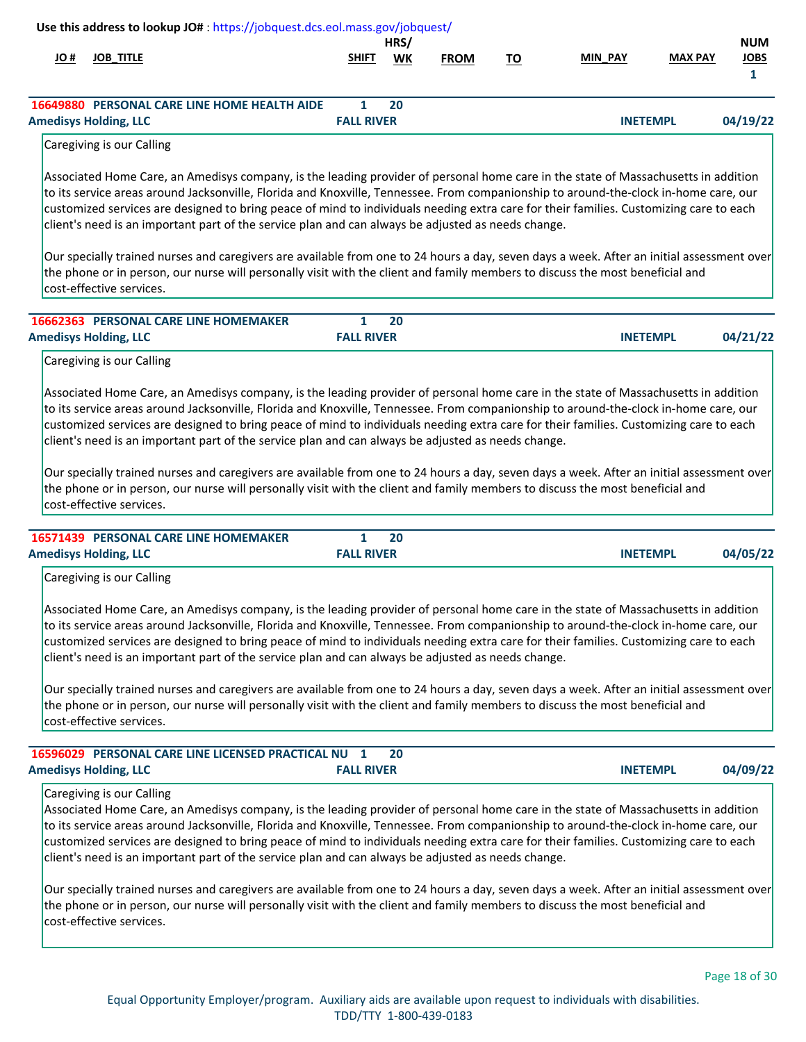Use this address to lookup JO# : https://jobquest.dcs.eol.mass.gov/jobquest/

| JO # | JOB_TITLE | SHIFT | HRS/ WK | FROM | TO | MIN_PAY | MAX PAY | NUM JOBS |
|---|---|---|---|---|---|---|---|---|
| | | | | | | | | 1 |

**16649880 PERSONAL CARE LINE HOME HEALTH AIDE** | 1 | 20
**Amedisys Holding, LLC** | **FALL RIVER** | **INETEMPL** | **04/19/22**

Caregiving is our Calling

Associated Home Care, an Amedisys company, is the leading provider of personal home care in the state of Massachusetts in addition to its service areas around Jacksonville, Florida and Knoxville, Tennessee. From companionship to around-the-clock in-home care, our customized services are designed to bring peace of mind to individuals needing extra care for their families. Customizing care to each client's need is an important part of the service plan and can always be adjusted as needs change.

Our specially trained nurses and caregivers are available from one to 24 hours a day, seven days a week. After an initial assessment over the phone or in person, our nurse will personally visit with the client and family members to discuss the most beneficial and cost-effective services.

**16662363 PERSONAL CARE LINE HOMEMAKER** | 1 | 20
**Amedisys Holding, LLC** | **FALL RIVER** | **INETEMPL** | **04/21/22**

Caregiving is our Calling

Associated Home Care, an Amedisys company, is the leading provider of personal home care in the state of Massachusetts in addition to its service areas around Jacksonville, Florida and Knoxville, Tennessee. From companionship to around-the-clock in-home care, our customized services are designed to bring peace of mind to individuals needing extra care for their families. Customizing care to each client's need is an important part of the service plan and can always be adjusted as needs change.

Our specially trained nurses and caregivers are available from one to 24 hours a day, seven days a week. After an initial assessment over the phone or in person, our nurse will personally visit with the client and family members to discuss the most beneficial and cost-effective services.

**16571439 PERSONAL CARE LINE HOMEMAKER** | 1 | 20
**Amedisys Holding, LLC** | **FALL RIVER** | **INETEMPL** | **04/05/22**

Caregiving is our Calling

Associated Home Care, an Amedisys company, is the leading provider of personal home care in the state of Massachusetts in addition to its service areas around Jacksonville, Florida and Knoxville, Tennessee. From companionship to around-the-clock in-home care, our customized services are designed to bring peace of mind to individuals needing extra care for their families. Customizing care to each client's need is an important part of the service plan and can always be adjusted as needs change.

Our specially trained nurses and caregivers are available from one to 24 hours a day, seven days a week. After an initial assessment over the phone or in person, our nurse will personally visit with the client and family members to discuss the most beneficial and cost-effective services.

**16596029 PERSONAL CARE LINE LICENSED PRACTICAL NU** | 1 | 20
**Amedisys Holding, LLC** | **FALL RIVER** | **INETEMPL** | **04/09/22**

Caregiving is our Calling
Associated Home Care, an Amedisys company, is the leading provider of personal home care in the state of Massachusetts in addition to its service areas around Jacksonville, Florida and Knoxville, Tennessee. From companionship to around-the-clock in-home care, our customized services are designed to bring peace of mind to individuals needing extra care for their families. Customizing care to each client's need is an important part of the service plan and can always be adjusted as needs change.

Our specially trained nurses and caregivers are available from one to 24 hours a day, seven days a week. After an initial assessment over the phone or in person, our nurse will personally visit with the client and family members to discuss the most beneficial and cost-effective services.

Equal Opportunity Employer/program. Auxiliary aids are available upon request to individuals with disabilities.
TDD/TTY 1-800-439-0183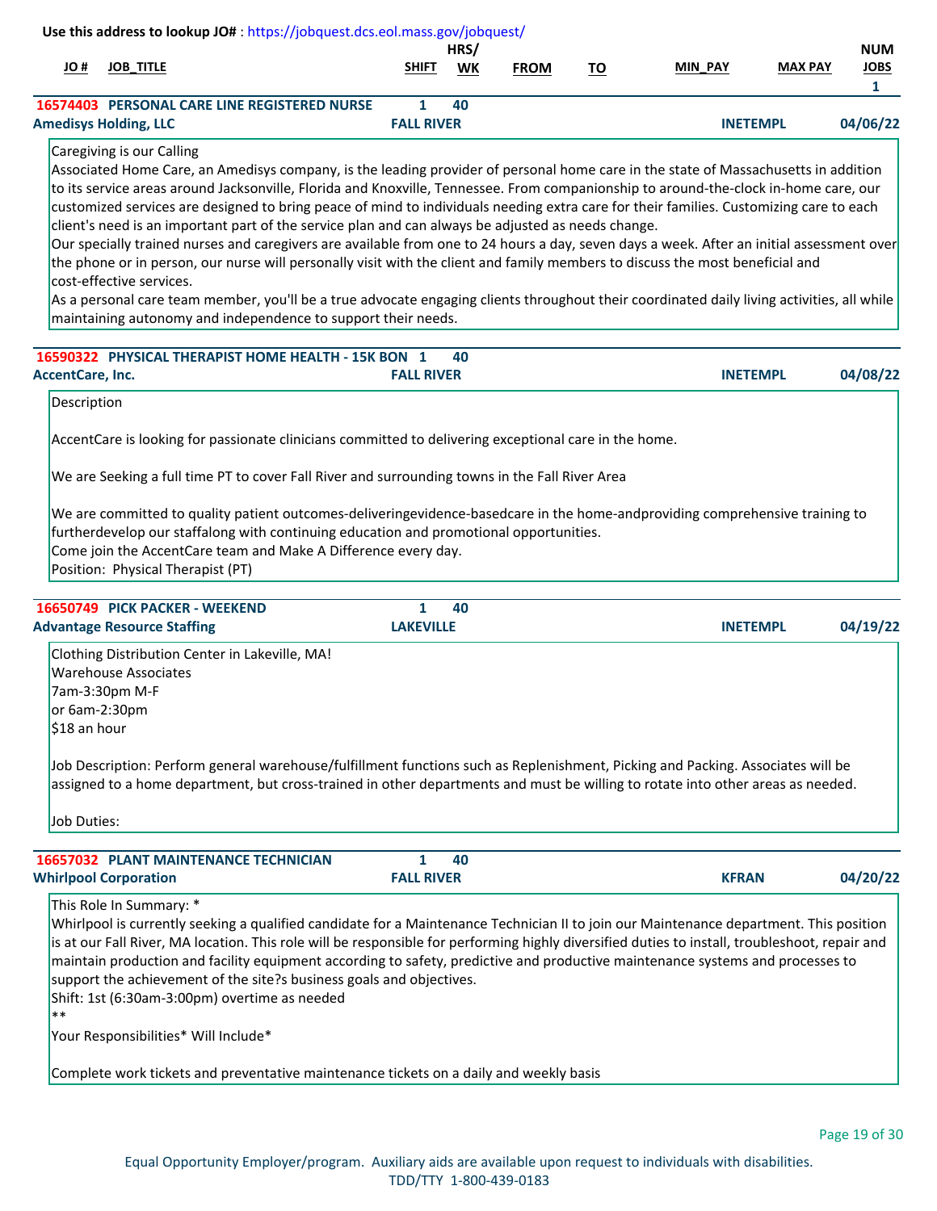Use this address to lookup JO# : https://jobquest.dcs.eol.mass.gov/jobquest/

| JO # | JOB_TITLE | SHIFT | HRS/ WK | FROM | TO | MIN_PAY | MAX PAY | NUM JOBS |
|---|---|---|---|---|---|---|---|---|
| | | | | | | | | 1 |

**16574403 PERSONAL CARE LINE REGISTERED NURSE** | Shift: 1 | Hrs/Wk: 40
**Amedisys Holding, LLC** | **FALL RIVER** | **INETEMPL** | **04/06/22**

Caregiving is our Calling
Associated Home Care, an Amedisys company, is the leading provider of personal home care in the state of Massachusetts in addition to its service areas around Jacksonville, Florida and Knoxville, Tennessee. From companionship to around-the-clock in-home care, our customized services are designed to bring peace of mind to individuals needing extra care for their families. Customizing care to each client's need is an important part of the service plan and can always be adjusted as needs change.
Our specially trained nurses and caregivers are available from one to 24 hours a day, seven days a week. After an initial assessment over the phone or in person, our nurse will personally visit with the client and family members to discuss the most beneficial and cost-effective services.
As a personal care team member, you'll be a true advocate engaging clients throughout their coordinated daily living activities, all while maintaining autonomy and independence to support their needs.

**16590322 PHYSICAL THERAPIST HOME HEALTH - 15K BON** | Shift: 1 | Hrs/Wk: 40
**AccentCare, Inc.** | **FALL RIVER** | **INETEMPL** | **04/08/22**

Description

AccentCare is looking for passionate clinicians committed to delivering exceptional care in the home.

We are Seeking a full time PT to cover Fall River and surrounding towns in the Fall River Area

We are committed to quality patient outcomes-deliveringevidence-basedcare in the home-andproviding comprehensive training to furtherdevelop our staffalong with continuing education and promotional opportunities.
Come join the AccentCare team and Make A Difference every day.
Position: Physical Therapist (PT)

**16650749 PICK PACKER - WEEKEND** | Shift: 1 | Hrs/Wk: 40
**Advantage Resource Staffing** | **LAKEVILLE** | **INETEMPL** | **04/19/22**

Clothing Distribution Center in Lakeville, MA!
Warehouse Associates
7am-3:30pm M-F
or 6am-2:30pm
$18 an hour

Job Description: Perform general warehouse/fulfillment functions such as Replenishment, Picking and Packing. Associates will be assigned to a home department, but cross-trained in other departments and must be willing to rotate into other areas as needed.

Job Duties:

**16657032 PLANT MAINTENANCE TECHNICIAN** | Shift: 1 | Hrs/Wk: 40
**Whirlpool Corporation** | **FALL RIVER** | **KFRAN** | **04/20/22**

This Role In Summary: *
Whirlpool is currently seeking a qualified candidate for a Maintenance Technician II to join our Maintenance department. This position is at our Fall River, MA location. This role will be responsible for performing highly diversified duties to install, troubleshoot, repair and maintain production and facility equipment according to safety, predictive and productive maintenance systems and processes to support the achievement of the site?s business goals and objectives.
Shift: 1st (6:30am-3:00pm) overtime as needed
**
Your Responsibilities* Will Include*

Complete work tickets and preventative maintenance tickets on a daily and weekly basis

Equal Opportunity Employer/program. Auxiliary aids are available upon request to individuals with disabilities.
TDD/TTY 1-800-439-0183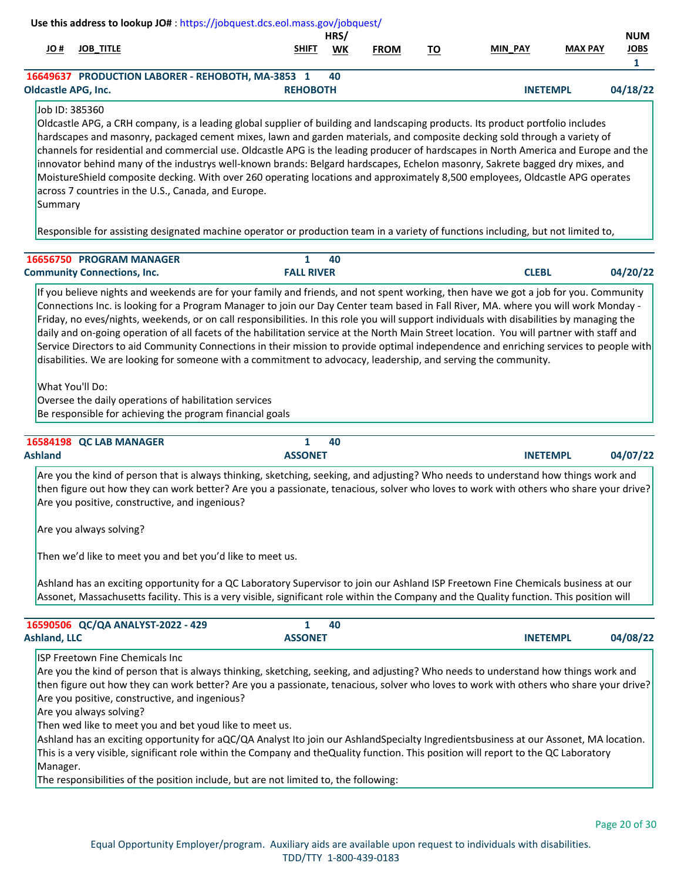**Use this address to lookup JO#** : https://jobquest.dcs.eol.mass.gov/jobquest/

| JO # | JOB_TITLE | SHIFT | HRS/WK | FROM | TO | MIN_PAY | MAX PAY | NUM JOBS |
|---|---|---|---|---|---|---|---|---|
| 16649637 | PRODUCTION LABORER - REHOBOTH, MA-3853 | 1 | 40 | | | | | 1 |
| Oldcastle APG, Inc. | | REHOBOTH | | | | INETEMPL | | 04/18/22 |

Job ID: 385360
Oldcastle APG, a CRH company, is a leading global supplier of building and landscaping products. Its product portfolio includes hardscapes and masonry, packaged cement mixes, lawn and garden materials, and composite decking sold through a variety of channels for residential and commercial use. Oldcastle APG is the leading producer of hardscapes in North America and Europe and the innovator behind many of the industrys well-known brands: Belgard hardscapes, Echelon masonry, Sakrete bagged dry mixes, and MoistureShield composite decking. With over 260 operating locations and approximately 8,500 employees, Oldcastle APG operates across 7 countries in the U.S., Canada, and Europe.
Summary

Responsible for assisting designated machine operator or production team in a variety of functions including, but not limited to,

| JO # | JOB_TITLE | SHIFT | HRS/WK | FROM | TO | MIN_PAY | MAX PAY | NUM JOBS |
|---|---|---|---|---|---|---|---|---|
| 16656750 | PROGRAM MANAGER | 1 | 40 | | | | | |
| Community Connections, Inc. | | FALL RIVER | | | | CLEBL | | 04/20/22 |

If you believe nights and weekends are for your family and friends, and not spent working, then have we got a job for you. Community Connections Inc. is looking for a Program Manager to join our Day Center team based in Fall River, MA. where you will work Monday - Friday, no eves/nights, weekends, or on call responsibilities. In this role you will support individuals with disabilities by managing the daily and on-going operation of all facets of the habilitation service at the North Main Street location. You will partner with staff and Service Directors to aid Community Connections in their mission to provide optimal independence and enriching services to people with disabilities. We are looking for someone with a commitment to advocacy, leadership, and serving the community.

What You'll Do:
Oversee the daily operations of habilitation services
Be responsible for achieving the program financial goals

| JO # | JOB_TITLE | SHIFT | HRS/WK | FROM | TO | MIN_PAY | MAX PAY | NUM JOBS |
|---|---|---|---|---|---|---|---|---|
| 16584198 | QC LAB MANAGER | 1 | 40 | | | | | |
| Ashland | | ASSONET | | | | INETEMPL | | 04/07/22 |

Are you the kind of person that is always thinking, sketching, seeking, and adjusting? Who needs to understand how things work and then figure out how they can work better? Are you a passionate, tenacious, solver who loves to work with others who share your drive? Are you positive, constructive, and ingenious?

Are you always solving?

Then we'd like to meet you and bet you'd like to meet us.

Ashland has an exciting opportunity for a QC Laboratory Supervisor to join our Ashland ISP Freetown Fine Chemicals business at our Assonet, Massachusetts facility. This is a very visible, significant role within the Company and the Quality function. This position will

| JO # | JOB_TITLE | SHIFT | HRS/WK | FROM | TO | MIN_PAY | MAX PAY | NUM JOBS |
|---|---|---|---|---|---|---|---|---|
| 16590506 | QC/QA ANALYST-2022 - 429 | 1 | 40 | | | | | |
| Ashland, LLC | | ASSONET | | | | INETEMPL | | 04/08/22 |

ISP Freetown Fine Chemicals Inc
Are you the kind of person that is always thinking, sketching, seeking, and adjusting? Who needs to understand how things work and then figure out how they can work better? Are you a passionate, tenacious, solver who loves to work with others who share your drive? Are you positive, constructive, and ingenious?
Are you always solving?
Then wed like to meet you and bet youd like to meet us.
Ashland has an exciting opportunity for aQC/QA Analyst Ito join our AshlandSpecialty Ingredientsbusiness at our Assonet, MA location. This is a very visible, significant role within the Company and theQuality function. This position will report to the QC Laboratory Manager.
The responsibilities of the position include, but are not limited to, the following:

Equal Opportunity Employer/program. Auxiliary aids are available upon request to individuals with disabilities.
TDD/TTY 1-800-439-0183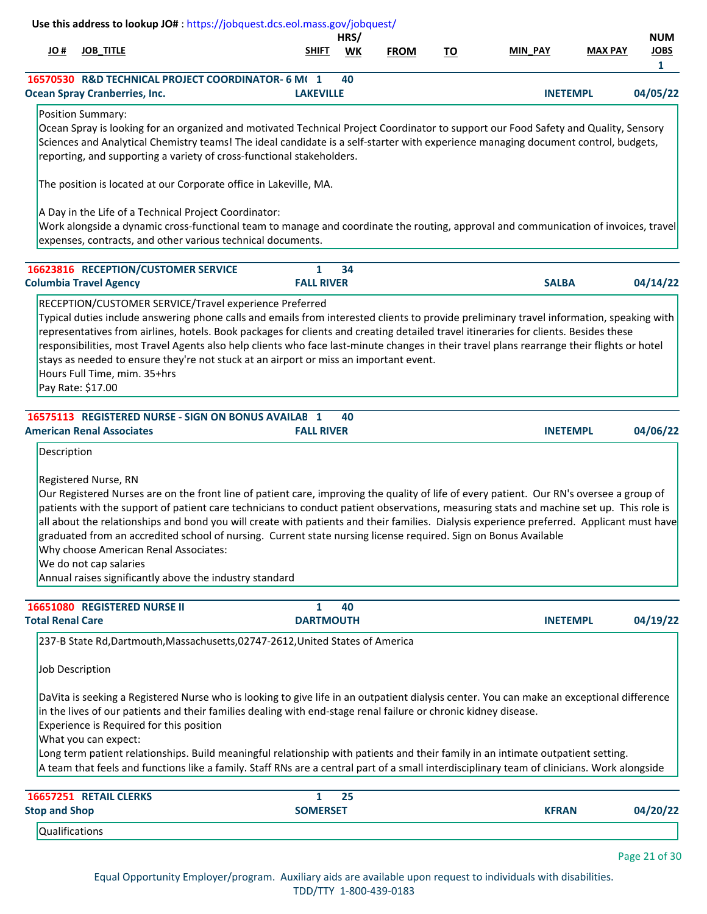Use this address to lookup JO# : https://jobquest.dcs.eol.mass.gov/jobquest/

| JO # | JOB_TITLE | SHIFT | HRS/ WK | FROM | TO | MIN_PAY | MAX PAY | NUM JOBS |
|---|---|---|---|---|---|---|---|---|
| 16570530 | R&D TECHNICAL PROJECT COORDINATOR- 6 M( | 1 | 40 | | | | | 1 |
| Ocean Spray Cranberries, Inc. | | LAKEVILLE | | | | INETEMPL | | 04/05/22 |

Position Summary:
Ocean Spray is looking for an organized and motivated Technical Project Coordinator to support our Food Safety and Quality, Sensory Sciences and Analytical Chemistry teams! The ideal candidate is a self-starter with experience managing document control, budgets, reporting, and supporting a variety of cross-functional stakeholders.

The position is located at our Corporate office in Lakeville, MA.

A Day in the Life of a Technical Project Coordinator:
Work alongside a dynamic cross-functional team to manage and coordinate the routing, approval and communication of invoices, travel expenses, contracts, and other various technical documents.

| JO # | JOB_TITLE | SHIFT | HRS/ WK | FROM | TO | MIN_PAY | MAX PAY | NUM JOBS |
|---|---|---|---|---|---|---|---|---|
| 16623816 | RECEPTION/CUSTOMER SERVICE | 1 | 34 | | | | | |
| Columbia Travel Agency | | FALL RIVER | | | | SALBA | | 04/14/22 |

RECEPTION/CUSTOMER SERVICE/Travel experience Preferred
Typical duties include answering phone calls and emails from interested clients to provide preliminary travel information, speaking with representatives from airlines, hotels. Book packages for clients and creating detailed travel itineraries for clients. Besides these responsibilities, most Travel Agents also help clients who face last-minute changes in their travel plans rearrange their flights or hotel stays as needed to ensure they're not stuck at an airport or miss an important event.
Hours Full Time, mim. 35+hrs
Pay Rate: $17.00

| JO # | JOB_TITLE | SHIFT | HRS/ WK | FROM | TO | MIN_PAY | MAX PAY | NUM JOBS |
|---|---|---|---|---|---|---|---|---|
| 16575113 | REGISTERED NURSE - SIGN ON BONUS AVAILAB | 1 | 40 | | | | | |
| American Renal Associates | | FALL RIVER | | | | INETEMPL | | 04/06/22 |

Description

Registered Nurse, RN
Our Registered Nurses are on the front line of patient care, improving the quality of life of every patient. Our RN's oversee a group of patients with the support of patient care technicians to conduct patient observations, measuring stats and machine set up. This role is all about the relationships and bond you will create with patients and their families. Dialysis experience preferred. Applicant must have graduated from an accredited school of nursing. Current state nursing license required. Sign on Bonus Available
Why choose American Renal Associates:
We do not cap salaries
Annual raises significantly above the industry standard

| JO # | JOB_TITLE | SHIFT | HRS/ WK | FROM | TO | MIN_PAY | MAX PAY | NUM JOBS |
|---|---|---|---|---|---|---|---|---|
| 16651080 | REGISTERED NURSE II | 1 | 40 | | | | | |
| Total Renal Care | | DARTMOUTH | | | | INETEMPL | | 04/19/22 |

237-B State Rd,Dartmouth,Massachusetts,02747-2612,United States of America

Job Description

DaVita is seeking a Registered Nurse who is looking to give life in an outpatient dialysis center. You can make an exceptional difference in the lives of our patients and their families dealing with end-stage renal failure or chronic kidney disease.
Experience is Required for this position
What you can expect:
Long term patient relationships. Build meaningful relationship with patients and their family in an intimate outpatient setting.
A team that feels and functions like a family. Staff RNs are a central part of a small interdisciplinary team of clinicians. Work alongside

| JO # | JOB_TITLE | SHIFT | HRS/ WK | FROM | TO | MIN_PAY | MAX PAY | NUM JOBS |
|---|---|---|---|---|---|---|---|---|
| 16657251 | RETAIL CLERKS | 1 | 25 | | | | | |
| Stop and Shop | | SOMERSET | | | | KFRAN | | 04/20/22 |

Qualifications

Equal Opportunity Employer/program. Auxiliary aids are available upon request to individuals with disabilities.
TDD/TTY 1-800-439-0183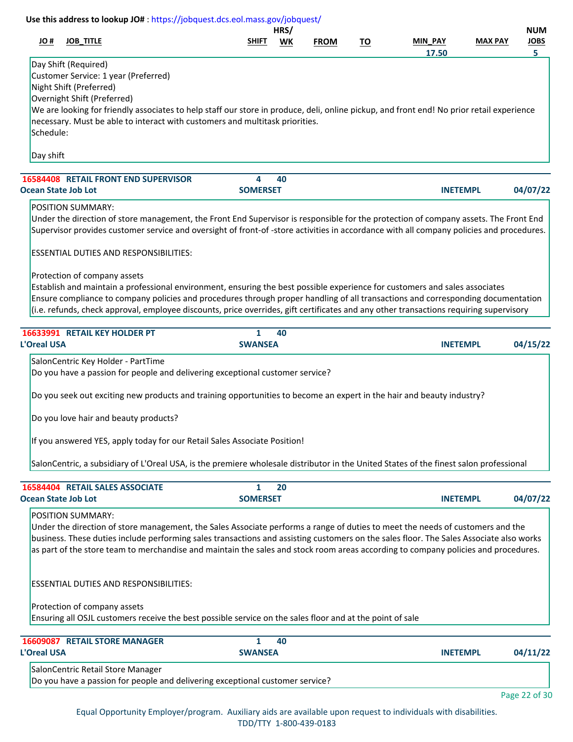Use this address to lookup JO# : https://jobquest.dcs.eol.mass.gov/jobquest/

| JO # | JOB_TITLE | SHIFT | HRS/ WK | FROM | TO | MIN_PAY | MAX PAY | NUM JOBS |
|---|---|---|---|---|---|---|---|---|
| | | | | | | 17.50 | | 5 |

Day Shift (Required)
Customer Service: 1 year (Preferred)
Night Shift (Preferred)
Overnight Shift (Preferred)
We are looking for friendly associates to help staff our store in produce, deli, online pickup, and front end! No prior retail experience necessary. Must be able to interact with customers and multitask priorities.
Schedule:

Day shift

---

**16584408 RETAIL FRONT END SUPERVISOR** | 4 | 40
**Ocean State Job Lot** | **SOMERSET** | **INETEMPL** | **04/07/22**

POSITION SUMMARY:
Under the direction of store management, the Front End Supervisor is responsible for the protection of company assets. The Front End Supervisor provides customer service and oversight of front-of -store activities in accordance with all company policies and procedures.

ESSENTIAL DUTIES AND RESPONSIBILITIES:

Protection of company assets
Establish and maintain a professional environment, ensuring the best possible experience for customers and sales associates
Ensure compliance to company policies and procedures through proper handling of all transactions and corresponding documentation (i.e. refunds, check approval, employee discounts, price overrides, gift certificates and any other transactions requiring supervisory

---

**16633991 RETAIL KEY HOLDER PT** | 1 | 40
**L'Oreal USA** | **SWANSEA** | **INETEMPL** | **04/15/22**

SalonCentric Key Holder - PartTime
Do you have a passion for people and delivering exceptional customer service?

Do you seek out exciting new products and training opportunities to become an expert in the hair and beauty industry?

Do you love hair and beauty products?

If you answered YES, apply today for our Retail Sales Associate Position!

SalonCentric, a subsidiary of L'Oreal USA, is the premiere wholesale distributor in the United States of the finest salon professional

---

**16584404 RETAIL SALES ASSOCIATE** | 1 | 20
**Ocean State Job Lot** | **SOMERSET** | **INETEMPL** | **04/07/22**

POSITION SUMMARY:
Under the direction of store management, the Sales Associate performs a range of duties to meet the needs of customers and the business. These duties include performing sales transactions and assisting customers on the sales floor. The Sales Associate also works as part of the store team to merchandise and maintain the sales and stock room areas according to company policies and procedures.

ESSENTIAL DUTIES AND RESPONSIBILITIES:

Protection of company assets
Ensuring all OSJL customers receive the best possible service on the sales floor and at the point of sale

---

**16609087 RETAIL STORE MANAGER** | 1 | 40
**L'Oreal USA** | **SWANSEA** | **INETEMPL** | **04/11/22**

SalonCentric Retail Store Manager
Do you have a passion for people and delivering exceptional customer service?

Equal Opportunity Employer/program. Auxiliary aids are available upon request to individuals with disabilities.
TDD/TTY 1-800-439-0183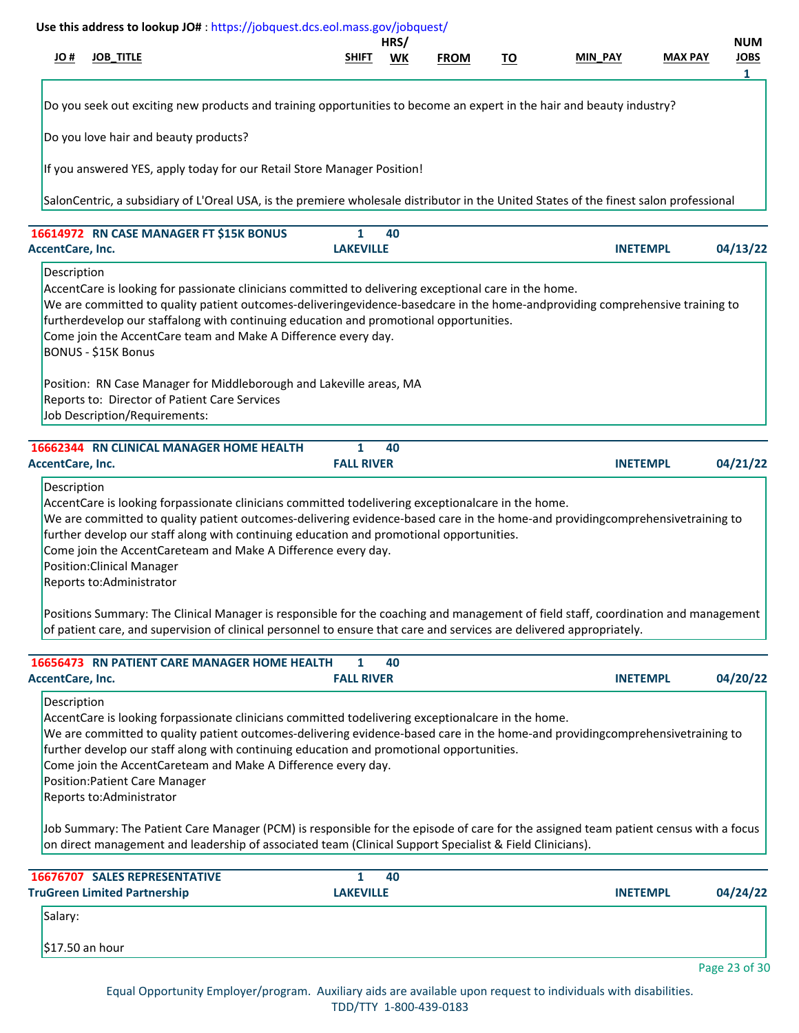Use this address to lookup JO# : https://jobquest.dcs.eol.mass.gov/jobquest/

| JO # | JOB_TITLE | SHIFT | HRS/ WK | FROM | TO | MIN_PAY | MAX PAY | NUM JOBS |
|---|---|---|---|---|---|---|---|---|
| | | | | | | | | 1 |

Do you seek out exciting new products and training opportunities to become an expert in the hair and beauty industry?

Do you love hair and beauty products?

If you answered YES, apply today for our Retail Store Manager Position!

SalonCentric, a subsidiary of L'Oreal USA, is the premiere wholesale distributor in the United States of the finest salon professional

---

**16614972 RN CASE MANAGER FT $15K BONUS** — 1 — 40
**AccentCare, Inc.** — **LAKEVILLE** — **INETEMPL** — **04/13/22**

Description
AccentCare is looking for passionate clinicians committed to delivering exceptional care in the home.
We are committed to quality patient outcomes-deliveringevidence-basedcare in the home-andproviding comprehensive training to furtherdevelop our staffalong with continuing education and promotional opportunities.
Come join the AccentCare team and Make A Difference every day.
BONUS - $15K Bonus

Position: RN Case Manager for Middleborough and Lakeville areas, MA
Reports to: Director of Patient Care Services
Job Description/Requirements:

---

**16662344 RN CLINICAL MANAGER HOME HEALTH** — 1 — 40
**AccentCare, Inc.** — **FALL RIVER** — **INETEMPL** — **04/21/22**

Description
AccentCare is looking forpassionate clinicians committed todelivering exceptionalcare in the home.
We are committed to quality patient outcomes-delivering evidence-based care in the home-and providingcomprehensivetraining to further develop our staff along with continuing education and promotional opportunities.
Come join the AccentCareteam and Make A Difference every day.
Position:Clinical Manager
Reports to:Administrator

Positions Summary: The Clinical Manager is responsible for the coaching and management of field staff, coordination and management of patient care, and supervision of clinical personnel to ensure that care and services are delivered appropriately.

---

**16656473 RN PATIENT CARE MANAGER HOME HEALTH** — 1 — 40
**AccentCare, Inc.** — **FALL RIVER** — **INETEMPL** — **04/20/22**

Description
AccentCare is looking forpassionate clinicians committed todelivering exceptionalcare in the home.
We are committed to quality patient outcomes-delivering evidence-based care in the home-and providingcomprehensivetraining to further develop our staff along with continuing education and promotional opportunities.
Come join the AccentCareteam and Make A Difference every day.
Position:Patient Care Manager
Reports to:Administrator

Job Summary: The Patient Care Manager (PCM) is responsible for the episode of care for the assigned team patient census with a focus on direct management and leadership of associated team (Clinical Support Specialist & Field Clinicians).

---

**16676707 SALES REPRESENTATIVE** — 1 — 40
**TruGreen Limited Partnership** — **LAKEVILLE** — **INETEMPL** — **04/24/22**

Salary:

$17.50 an hour

Equal Opportunity Employer/program. Auxiliary aids are available upon request to individuals with disabilities.
TDD/TTY 1-800-439-0183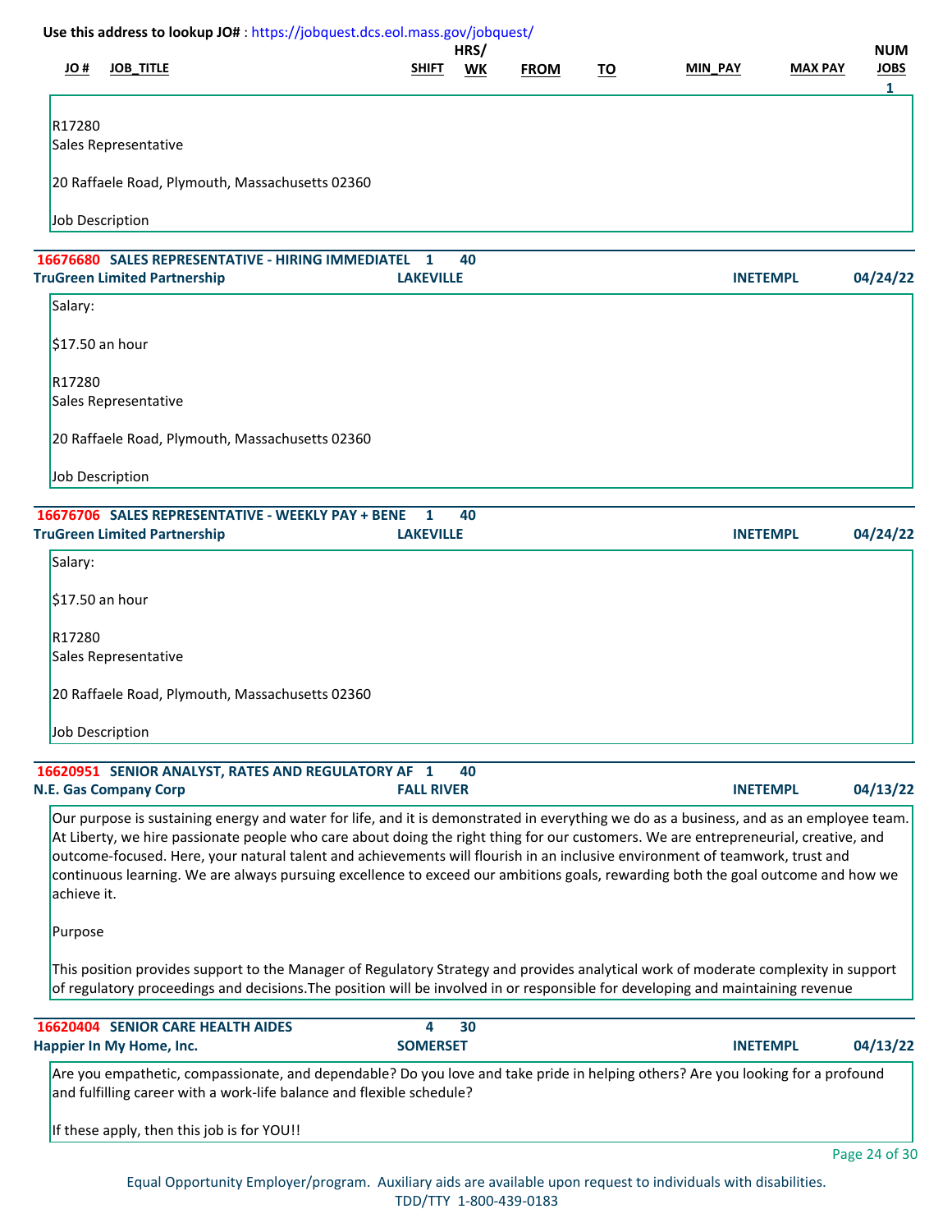Use this address to lookup JO# : https://jobquest.dcs.eol.mass.gov/jobquest/

| JO # | JOB_TITLE | SHIFT | HRS/ WK | FROM | TO | MIN_PAY | MAX PAY | NUM JOBS |
|---|---|---|---|---|---|---|---|---|
| | | | | | | | | 1 |

R17280
Sales Representative

20 Raffaele Road, Plymouth, Massachusetts 02360

Job Description

---

**16676680 SALES REPRESENTATIVE - HIRING IMMEDIATEL** 1 40
**TruGreen Limited Partnership** **LAKEVILLE** **INETEMPL** **04/24/22**

Salary:

$17.50 an hour

R17280
Sales Representative

20 Raffaele Road, Plymouth, Massachusetts 02360

Job Description

---

**16676706 SALES REPRESENTATIVE - WEEKLY PAY + BENE** 1 40
**TruGreen Limited Partnership** **LAKEVILLE** **INETEMPL** **04/24/22**

Salary:

$17.50 an hour

R17280
Sales Representative

20 Raffaele Road, Plymouth, Massachusetts 02360

Job Description

---

**16620951 SENIOR ANALYST, RATES AND REGULATORY AF** 1 40
**N.E. Gas Company Corp** **FALL RIVER** **INETEMPL** **04/13/22**

Our purpose is sustaining energy and water for life, and it is demonstrated in everything we do as a business, and as an employee team. At Liberty, we hire passionate people who care about doing the right thing for our customers. We are entrepreneurial, creative, and outcome-focused. Here, your natural talent and achievements will flourish in an inclusive environment of teamwork, trust and continuous learning. We are always pursuing excellence to exceed our ambitions goals, rewarding both the goal outcome and how we achieve it.

Purpose

This position provides support to the Manager of Regulatory Strategy and provides analytical work of moderate complexity in support of regulatory proceedings and decisions.The position will be involved in or responsible for developing and maintaining revenue

---

**16620404 SENIOR CARE HEALTH AIDES** 4 30
**Happier In My Home, Inc.** **SOMERSET** **INETEMPL** **04/13/22**

Are you empathetic, compassionate, and dependable? Do you love and take pride in helping others? Are you looking for a profound and fulfilling career with a work-life balance and flexible schedule?

If these apply, then this job is for YOU!!

Equal Opportunity Employer/program. Auxiliary aids are available upon request to individuals with disabilities.
TDD/TTY 1-800-439-0183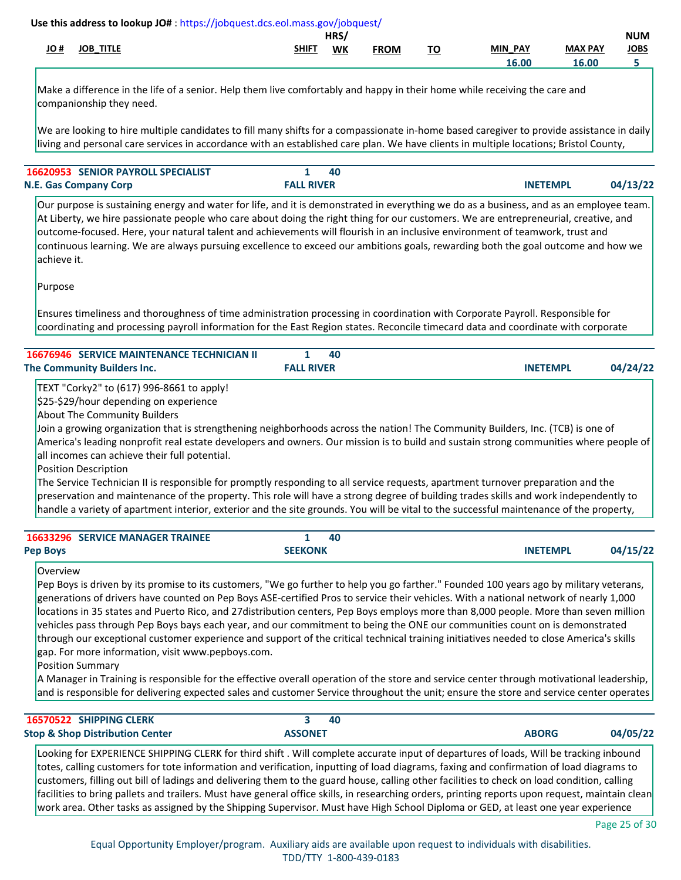Use this address to lookup JO# : https://jobquest.dcs.eol.mass.gov/jobquest/

| JO # | JOB_TITLE | SHIFT | HRS/ WK | FROM | TO | MIN_PAY | MAX PAY | NUM JOBS |
|---|---|---|---|---|---|---|---|---|
| | | | | | | 16.00 | 16.00 | 5 |

Make a difference in the life of a senior. Help them live comfortably and happy in their home while receiving the care and companionship they need.

We are looking to hire multiple candidates to fill many shifts for a compassionate in-home based caregiver to provide assistance in daily living and personal care services in accordance with an established care plan. We have clients in multiple locations; Bristol County,

---

**16620953 SENIOR PAYROLL SPECIALIST** | 1 | 40
**N.E. Gas Company Corp** | **FALL RIVER** | **INETEMPL** | **04/13/22**

Our purpose is sustaining energy and water for life, and it is demonstrated in everything we do as a business, and as an employee team. At Liberty, we hire passionate people who care about doing the right thing for our customers. We are entrepreneurial, creative, and outcome-focused. Here, your natural talent and achievements will flourish in an inclusive environment of teamwork, trust and continuous learning. We are always pursuing excellence to exceed our ambitions goals, rewarding both the goal outcome and how we achieve it.

Purpose

Ensures timeliness and thoroughness of time administration processing in coordination with Corporate Payroll. Responsible for coordinating and processing payroll information for the East Region states. Reconcile timecard data and coordinate with corporate

---

**16676946 SERVICE MAINTENANCE TECHNICIAN II** | 1 | 40
**The Community Builders Inc.** | **FALL RIVER** | **INETEMPL** | **04/24/22**

TEXT "Corky2" to (617) 996-8661 to apply!
$25-$29/hour depending on experience
About The Community Builders
Join a growing organization that is strengthening neighborhoods across the nation! The Community Builders, Inc. (TCB) is one of America's leading nonprofit real estate developers and owners. Our mission is to build and sustain strong communities where people of all incomes can achieve their full potential.
Position Description
The Service Technician II is responsible for promptly responding to all service requests, apartment turnover preparation and the preservation and maintenance of the property. This role will have a strong degree of building trades skills and work independently to handle a variety of apartment interior, exterior and the site grounds. You will be vital to the successful maintenance of the property,

---

**16633296 SERVICE MANAGER TRAINEE** | 1 | 40
**Pep Boys** | **SEEKONK** | **INETEMPL** | **04/15/22**

Overview
Pep Boys is driven by its promise to its customers, "We go further to help you go farther." Founded 100 years ago by military veterans, generations of drivers have counted on Pep Boys ASE-certified Pros to service their vehicles. With a national network of nearly 1,000 locations in 35 states and Puerto Rico, and 27distribution centers, Pep Boys employs more than 8,000 people. More than seven million vehicles pass through Pep Boys bays each year, and our commitment to being the ONE our communities count on is demonstrated through our exceptional customer experience and support of the critical technical training initiatives needed to close America's skills gap. For more information, visit www.pepboys.com.
Position Summary
A Manager in Training is responsible for the effective overall operation of the store and service center through motivational leadership, and is responsible for delivering expected sales and customer Service throughout the unit; ensure the store and service center operates

---

**16570522 SHIPPING CLERK** | 3 | 40
**Stop & Shop Distribution Center** | **ASSONET** | **ABORG** | **04/05/22**

Looking for EXPERIENCE SHIPPING CLERK for third shift . Will complete accurate input of departures of loads, Will be tracking inbound totes, calling customers for tote information and verification, inputting of load diagrams, faxing and confirmation of load diagrams to customers, filling out bill of ladings and delivering them to the guard house, calling other facilities to check on load condition, calling facilities to bring pallets and trailers. Must have general office skills, in researching orders, printing reports upon request, maintain clean work area. Other tasks as assigned by the Shipping Supervisor. Must have High School Diploma or GED, at least one year experience

Equal Opportunity Employer/program. Auxiliary aids are available upon request to individuals with disabilities.
TDD/TTY 1-800-439-0183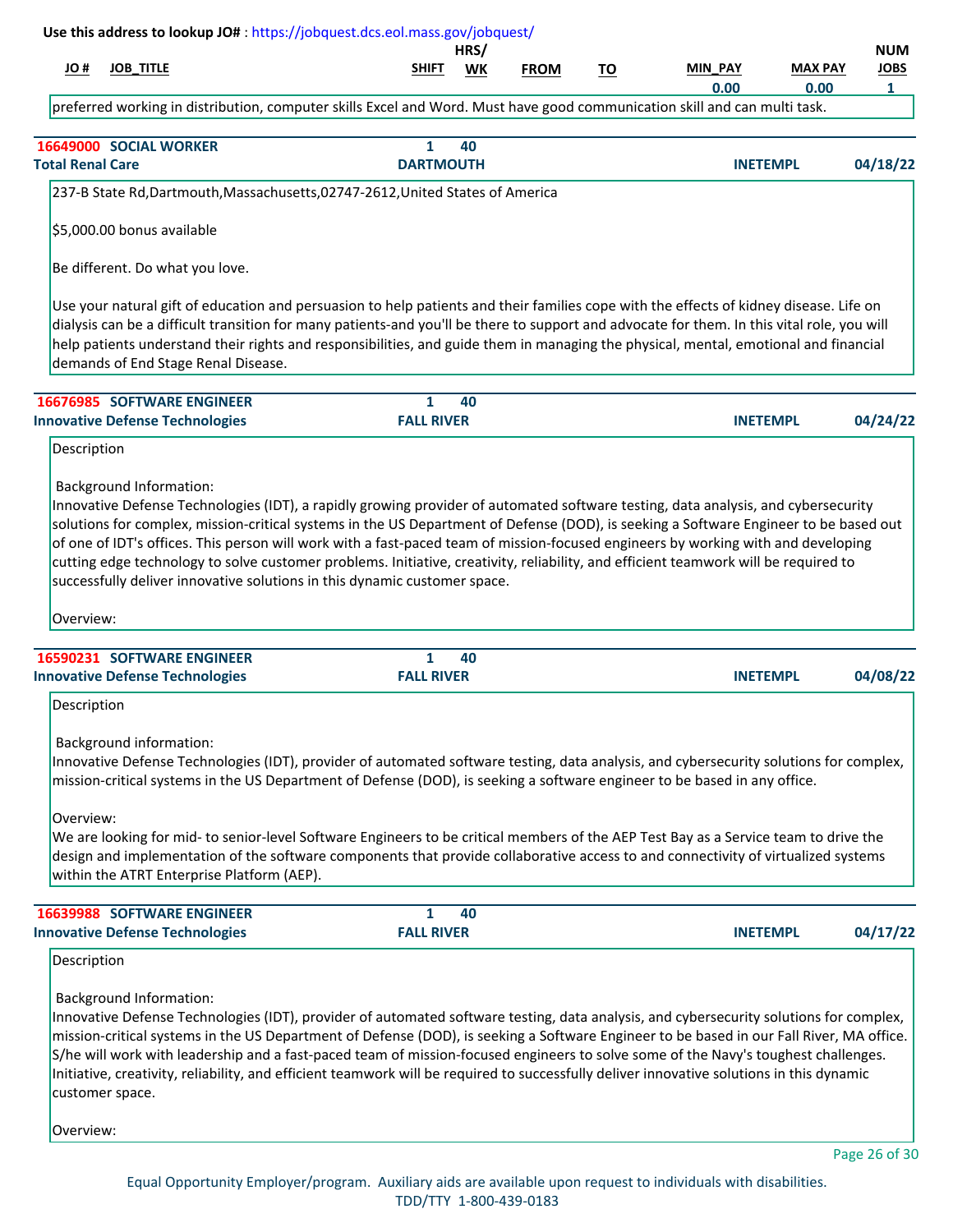Use this address to lookup JO# : https://jobquest.dcs.eol.mass.gov/jobquest/

| JO # | JOB_TITLE | SHIFT | HRS/ WK | FROM | TO | MIN_PAY | MAX PAY | NUM JOBS |
|---|---|---|---|---|---|---|---|---|
| | | | | | | 0.00 | 0.00 | 1 |

preferred working in distribution, computer skills Excel and Word. Must have good communication skill and can multi task.

---

**16649000 SOCIAL WORKER** | 1 | 40
**Total Renal Care** | **DARTMOUTH** | **INETEMPL** | **04/18/22**

237-B State Rd,Dartmouth,Massachusetts,02747-2612,United States of America

$5,000.00 bonus available

Be different. Do what you love.

Use your natural gift of education and persuasion to help patients and their families cope with the effects of kidney disease. Life on dialysis can be a difficult transition for many patients-and you'll be there to support and advocate for them. In this vital role, you will help patients understand their rights and responsibilities, and guide them in managing the physical, mental, emotional and financial demands of End Stage Renal Disease.

---

**16676985 SOFTWARE ENGINEER** | 1 | 40
**Innovative Defense Technologies** | **FALL RIVER** | **INETEMPL** | **04/24/22**

Description

Background Information:
Innovative Defense Technologies (IDT), a rapidly growing provider of automated software testing, data analysis, and cybersecurity solutions for complex, mission-critical systems in the US Department of Defense (DOD), is seeking a Software Engineer to be based out of one of IDT's offices. This person will work with a fast-paced team of mission-focused engineers by working with and developing cutting edge technology to solve customer problems. Initiative, creativity, reliability, and efficient teamwork will be required to successfully deliver innovative solutions in this dynamic customer space.

Overview:

---

**16590231 SOFTWARE ENGINEER** | 1 | 40
**Innovative Defense Technologies** | **FALL RIVER** | **INETEMPL** | **04/08/22**

Description

Background information:
Innovative Defense Technologies (IDT), provider of automated software testing, data analysis, and cybersecurity solutions for complex, mission-critical systems in the US Department of Defense (DOD), is seeking a software engineer to be based in any office.

Overview:
We are looking for mid- to senior-level Software Engineers to be critical members of the AEP Test Bay as a Service team to drive the design and implementation of the software components that provide collaborative access to and connectivity of virtualized systems within the ATRT Enterprise Platform (AEP).

---

**16639988 SOFTWARE ENGINEER** | 1 | 40
**Innovative Defense Technologies** | **FALL RIVER** | **INETEMPL** | **04/17/22**

Description

Background Information:
Innovative Defense Technologies (IDT), provider of automated software testing, data analysis, and cybersecurity solutions for complex, mission-critical systems in the US Department of Defense (DOD), is seeking a Software Engineer to be based in our Fall River, MA office. S/he will work with leadership and a fast-paced team of mission-focused engineers to solve some of the Navy's toughest challenges. Initiative, creativity, reliability, and efficient teamwork will be required to successfully deliver innovative solutions in this dynamic customer space.

Overview:

Equal Opportunity Employer/program. Auxiliary aids are available upon request to individuals with disabilities.
TDD/TTY 1-800-439-0183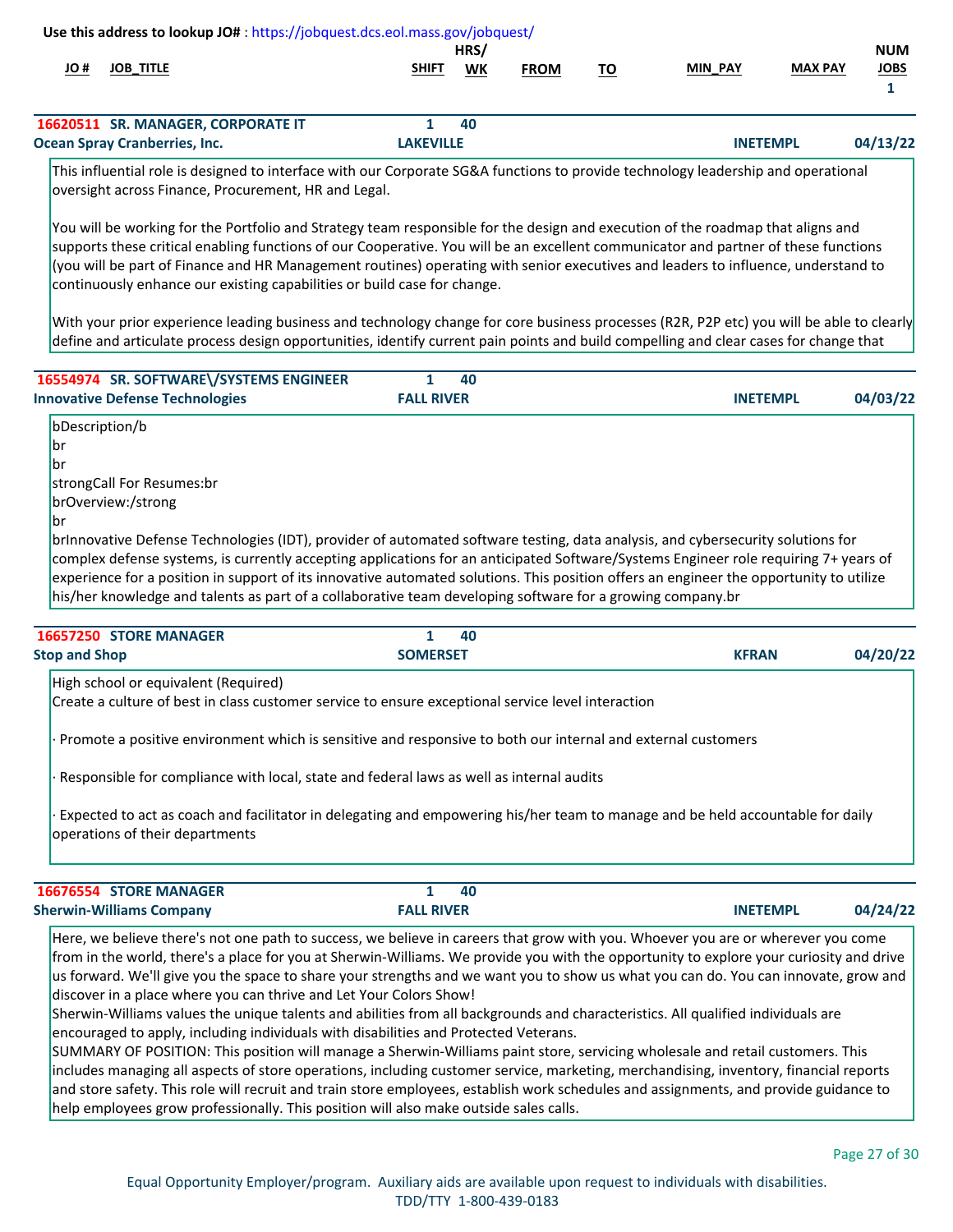**Use this address to lookup JO#** : https://jobquest.dcs.eol.mass.gov/jobquest/

| JO # | JOB_TITLE | SHIFT | HRS/ WK | FROM | TO | MIN_PAY | MAX PAY | NUM JOBS |
|---|---|---|---|---|---|---|---|---|
| | | | | | | | | 1 |

**16620511 SR. MANAGER, CORPORATE IT** — 1 — 40
**Ocean Spray Cranberries, Inc.** — LAKEVILLE — INETEMPL — 04/13/22

This influential role is designed to interface with our Corporate SG&A functions to provide technology leadership and operational oversight across Finance, Procurement, HR and Legal.

You will be working for the Portfolio and Strategy team responsible for the design and execution of the roadmap that aligns and supports these critical enabling functions of our Cooperative. You will be an excellent communicator and partner of these functions (you will be part of Finance and HR Management routines) operating with senior executives and leaders to influence, understand to continuously enhance our existing capabilities or build case for change.

With your prior experience leading business and technology change for core business processes (R2R, P2P etc) you will be able to clearly define and articulate process design opportunities, identify current pain points and build compelling and clear cases for change that

**16554974 SR. SOFTWARE\/SYSTEMS ENGINEER** — 1 — 40
**Innovative Defense Technologies** — FALL RIVER — INETEMPL — 04/03/22

bDescription/b
br
br
strongCall For Resumes:br
brOverview:/strong
br
brInnovative Defense Technologies (IDT), provider of automated software testing, data analysis, and cybersecurity solutions for complex defense systems, is currently accepting applications for an anticipated Software/Systems Engineer role requiring 7+ years of experience for a position in support of its innovative automated solutions. This position offers an engineer the opportunity to utilize his/her knowledge and talents as part of a collaborative team developing software for a growing company.br

**16657250 STORE MANAGER** — 1 — 40
**Stop and Shop** — SOMERSET — KFRAN — 04/20/22

High school or equivalent (Required)
Create a culture of best in class customer service to ensure exceptional service level interaction

· Promote a positive environment which is sensitive and responsive to both our internal and external customers

· Responsible for compliance with local, state and federal laws as well as internal audits

· Expected to act as coach and facilitator in delegating and empowering his/her team to manage and be held accountable for daily operations of their departments

**16676554 STORE MANAGER** — 1 — 40
**Sherwin-Williams Company** — FALL RIVER — INETEMPL — 04/24/22

Here, we believe there's not one path to success, we believe in careers that grow with you. Whoever you are or wherever you come from in the world, there's a place for you at Sherwin-Williams. We provide you with the opportunity to explore your curiosity and drive us forward. We'll give you the space to share your strengths and we want you to show us what you can do. You can innovate, grow and discover in a place where you can thrive and Let Your Colors Show!
Sherwin-Williams values the unique talents and abilities from all backgrounds and characteristics. All qualified individuals are encouraged to apply, including individuals with disabilities and Protected Veterans.
SUMMARY OF POSITION: This position will manage a Sherwin-Williams paint store, servicing wholesale and retail customers. This includes managing all aspects of store operations, including customer service, marketing, merchandising, inventory, financial reports and store safety. This role will recruit and train store employees, establish work schedules and assignments, and provide guidance to help employees grow professionally. This position will also make outside sales calls.

Equal Opportunity Employer/program. Auxiliary aids are available upon request to individuals with disabilities.
TDD/TTY 1-800-439-0183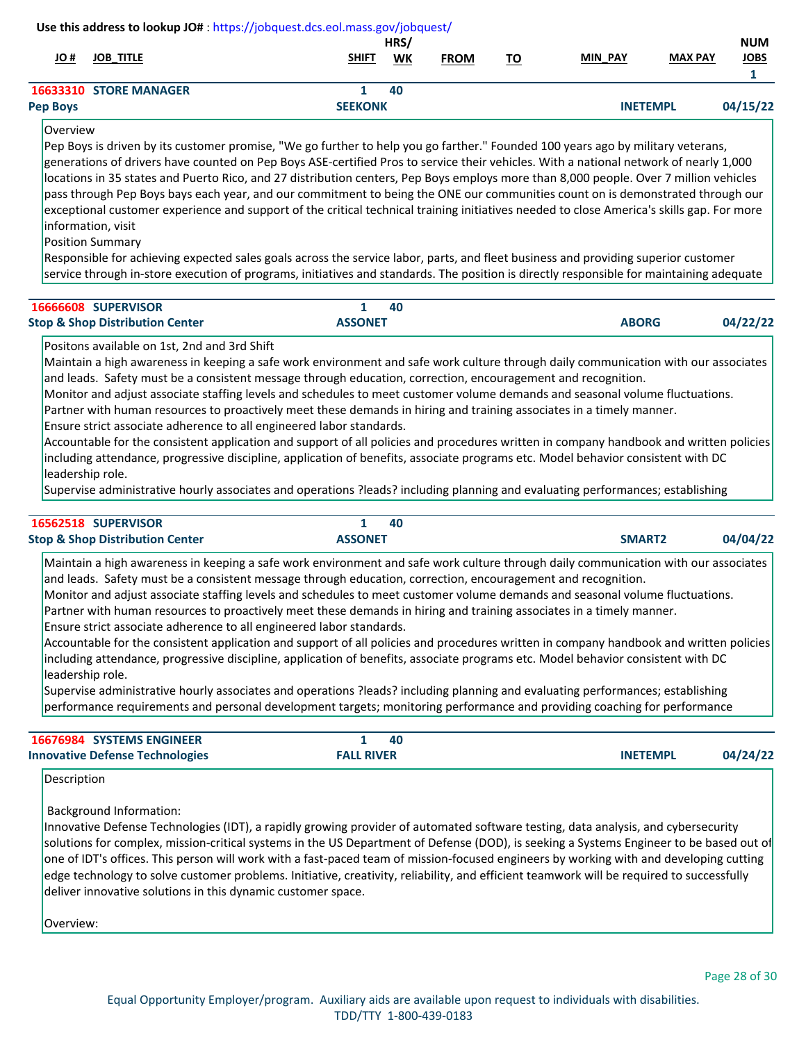Use this address to lookup JO# : https://jobquest.dcs.eol.mass.gov/jobquest/

| JO # | JOB_TITLE | SHIFT | HRS/ WK | FROM | TO | MIN_PAY | MAX PAY | NUM JOBS |
|---|---|---|---|---|---|---|---|---|
| 16633310 | STORE MANAGER | 1 | 40 | | | | | 1 |
| Pep Boys | | SEEKONK | | | | INETEMPL | | 04/15/22 |

Overview
Pep Boys is driven by its customer promise, "We go further to help you go farther." Founded 100 years ago by military veterans, generations of drivers have counted on Pep Boys ASE-certified Pros to service their vehicles. With a national network of nearly 1,000 locations in 35 states and Puerto Rico, and 27 distribution centers, Pep Boys employs more than 8,000 people. Over 7 million vehicles pass through Pep Boys bays each year, and our commitment to being the ONE our communities count on is demonstrated through our exceptional customer experience and support of the critical technical training initiatives needed to close America's skills gap. For more information, visit
Position Summary
Responsible for achieving expected sales goals across the service labor, parts, and fleet business and providing superior customer service through in-store execution of programs, initiatives and standards. The position is directly responsible for maintaining adequate

| JO # | JOB_TITLE | SHIFT | HRS/ WK | FROM | TO | MIN_PAY | MAX PAY | NUM JOBS |
|---|---|---|---|---|---|---|---|---|
| 16666608 | SUPERVISOR | 1 | 40 | | | | | |
| Stop & Shop Distribution Center | | ASSONET | | | | ABORG | | 04/22/22 |

Positons available on 1st, 2nd and 3rd Shift
Maintain a high awareness in keeping a safe work environment and safe work culture through daily communication with our associates and leads. Safety must be a consistent message through education, correction, encouragement and recognition.
Monitor and adjust associate staffing levels and schedules to meet customer volume demands and seasonal volume fluctuations.
Partner with human resources to proactively meet these demands in hiring and training associates in a timely manner.
Ensure strict associate adherence to all engineered labor standards.
Accountable for the consistent application and support of all policies and procedures written in company handbook and written policies including attendance, progressive discipline, application of benefits, associate programs etc. Model behavior consistent with DC leadership role.
Supervise administrative hourly associates and operations ?leads? including planning and evaluating performances; establishing

| JO # | JOB_TITLE | SHIFT | HRS/ WK | FROM | TO | MIN_PAY | MAX PAY | NUM JOBS |
|---|---|---|---|---|---|---|---|---|
| 16562518 | SUPERVISOR | 1 | 40 | | | | | |
| Stop & Shop Distribution Center | | ASSONET | | | | SMART2 | | 04/04/22 |

Maintain a high awareness in keeping a safe work environment and safe work culture through daily communication with our associates and leads. Safety must be a consistent message through education, correction, encouragement and recognition.
Monitor and adjust associate staffing levels and schedules to meet customer volume demands and seasonal volume fluctuations.
Partner with human resources to proactively meet these demands in hiring and training associates in a timely manner.
Ensure strict associate adherence to all engineered labor standards.
Accountable for the consistent application and support of all policies and procedures written in company handbook and written policies including attendance, progressive discipline, application of benefits, associate programs etc. Model behavior consistent with DC leadership role.
Supervise administrative hourly associates and operations ?leads? including planning and evaluating performances; establishing performance requirements and personal development targets; monitoring performance and providing coaching for performance

| JO # | JOB_TITLE | SHIFT | HRS/ WK | FROM | TO | MIN_PAY | MAX PAY | NUM JOBS |
|---|---|---|---|---|---|---|---|---|
| 16676984 | SYSTEMS ENGINEER | 1 | 40 | | | | | |
| Innovative Defense Technologies | | FALL RIVER | | | | INETEMPL | | 04/24/22 |

Description

Background Information:
Innovative Defense Technologies (IDT), a rapidly growing provider of automated software testing, data analysis, and cybersecurity solutions for complex, mission-critical systems in the US Department of Defense (DOD), is seeking a Systems Engineer to be based out of one of IDT's offices. This person will work with a fast-paced team of mission-focused engineers by working with and developing cutting edge technology to solve customer problems. Initiative, creativity, reliability, and efficient teamwork will be required to successfully deliver innovative solutions in this dynamic customer space.

Overview:

Equal Opportunity Employer/program. Auxiliary aids are available upon request to individuals with disabilities.
TDD/TTY 1-800-439-0183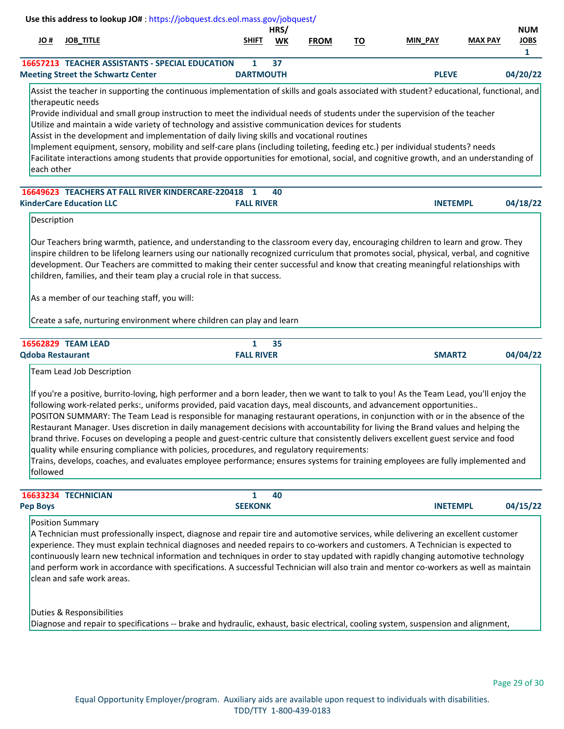**Use this address to lookup JO#** : https://jobquest.dcs.eol.mass.gov/jobquest/

| JO # | JOB_TITLE | SHIFT | HRS/ WK | FROM | TO | MIN_PAY | MAX PAY | NUM JOBS |
|---|---|---|---|---|---|---|---|---|
| 16657213 | TEACHER ASSISTANTS - SPECIAL EDUCATION | 1 | 37 | | | | | 1 |
| Meeting Street the Schwartz Center | | DARTMOUTH | | | | PLEVE | | 04/20/22 |

Assist the teacher in supporting the continuous implementation of skills and goals associated with student? educational, functional, and therapeutic needs
Provide individual and small group instruction to meet the individual needs of students under the supervision of the teacher
Utilize and maintain a wide variety of technology and assistive communication devices for students
Assist in the development and implementation of daily living skills and vocational routines
Implement equipment, sensory, mobility and self-care plans (including toileting, feeding etc.) per individual students? needs
Facilitate interactions among students that provide opportunities for emotional, social, and cognitive growth, and an understanding of each other

| JO # | JOB_TITLE | SHIFT | HRS/ WK | FROM | TO | MIN_PAY | MAX PAY | NUM JOBS |
|---|---|---|---|---|---|---|---|---|
| 16649623 | TEACHERS AT FALL RIVER KINDERCARE-220418 | 1 | 40 | | | | | |
| KinderCare Education LLC | | FALL RIVER | | | | INETEMPL | | 04/18/22 |

Description

Our Teachers bring warmth, patience, and understanding to the classroom every day, encouraging children to learn and grow. They inspire children to be lifelong learners using our nationally recognized curriculum that promotes social, physical, verbal, and cognitive development. Our Teachers are committed to making their center successful and know that creating meaningful relationships with children, families, and their team play a crucial role in that success.

As a member of our teaching staff, you will:

Create a safe, nurturing environment where children can play and learn

| JO # | JOB_TITLE | SHIFT | HRS/ WK | FROM | TO | MIN_PAY | MAX PAY | NUM JOBS |
|---|---|---|---|---|---|---|---|---|
| 16562829 | TEAM LEAD | 1 | 35 | | | | | |
| Qdoba Restaurant | | FALL RIVER | | | | SMART2 | | 04/04/22 |

Team Lead Job Description

If you're a positive, burrito-loving, high performer and a born leader, then we want to talk to you! As the Team Lead, you'll enjoy the following work-related perks:, uniforms provided, paid vacation days, meal discounts, and advancement opportunities..
POSITON SUMMARY: The Team Lead is responsible for managing restaurant operations, in conjunction with or in the absence of the Restaurant Manager. Uses discretion in daily management decisions with accountability for living the Brand values and helping the brand thrive. Focuses on developing a people and guest-centric culture that consistently delivers excellent guest service and food quality while ensuring compliance with policies, procedures, and regulatory requirements:
Trains, develops, coaches, and evaluates employee performance; ensures systems for training employees are fully implemented and followed

| JO # | JOB_TITLE | SHIFT | HRS/ WK | FROM | TO | MIN_PAY | MAX PAY | NUM JOBS |
|---|---|---|---|---|---|---|---|---|
| 16633234 | TECHNICIAN | 1 | 40 | | | | | |
| Pep Boys | | SEEKONK | | | | INETEMPL | | 04/15/22 |

Position Summary
A Technician must professionally inspect, diagnose and repair tire and automotive services, while delivering an excellent customer experience. They must explain technical diagnoses and needed repairs to co-workers and customers. A Technician is expected to continuously learn new technical information and techniques in order to stay updated with rapidly changing automotive technology and perform work in accordance with specifications. A successful Technician will also train and mentor co-workers as well as maintain clean and safe work areas.

Duties & Responsibilities
Diagnose and repair to specifications -- brake and hydraulic, exhaust, basic electrical, cooling system, suspension and alignment,

Equal Opportunity Employer/program. Auxiliary aids are available upon request to individuals with disabilities.
TDD/TTY 1-800-439-0183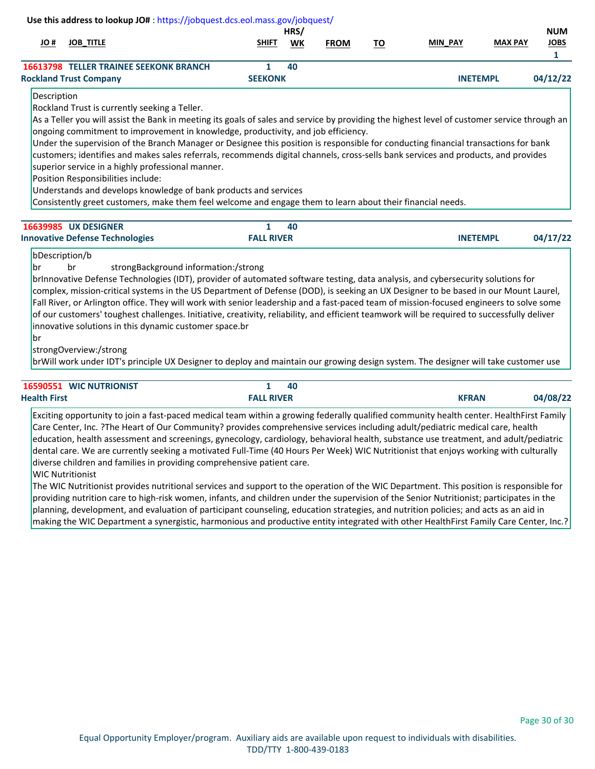**Use this address to lookup JO#** : https://jobquest.dcs.eol.mass.gov/jobquest/

| JO # | JOB_TITLE | SHIFT | HRS/ WK | FROM | TO | MIN_PAY | MAX PAY | NUM JOBS |
|---|---|---|---|---|---|---|---|---|
| | | | | | | | | 1 |
| 16613798 | TELLER TRAINEE SEEKONK BRANCH | 1 | 40 | | | | | |
| | Rockland Trust Company | SEEKONK | | | | INETEMPL | | 04/12/22 |

Description
Rockland Trust is currently seeking a Teller.
As a Teller you will assist the Bank in meeting its goals of sales and service by providing the highest level of customer service through an ongoing commitment to improvement in knowledge, productivity, and job efficiency.
Under the supervision of the Branch Manager or Designee this position is responsible for conducting financial transactions for bank customers; identifies and makes sales referrals, recommends digital channels, cross-sells bank services and products, and provides superior service in a highly professional manner.
Position Responsibilities include:
Understands and develops knowledge of bank products and services
Consistently greet customers, make them feel welcome and engage them to learn about their financial needs.

| JO # | JOB_TITLE | SHIFT | HRS/ WK | FROM | TO | MIN_PAY | MAX PAY | NUM JOBS |
|---|---|---|---|---|---|---|---|---|
| 16639985 | UX DESIGNER | 1 | 40 | | | | | |
| | Innovative Defense Technologies | FALL RIVER | | | | INETEMPL | | 04/17/22 |

bDescription/b
br br strongBackground information:/strong
brInnovative Defense Technologies (IDT), provider of automated software testing, data analysis, and cybersecurity solutions for complex, mission-critical systems in the US Department of Defense (DOD), is seeking an UX Designer to be based in our Mount Laurel, Fall River, or Arlington office. They will work with senior leadership and a fast-paced team of mission-focused engineers to solve some of our customers' toughest challenges. Initiative, creativity, reliability, and efficient teamwork will be required to successfully deliver innovative solutions in this dynamic customer space.br
br
strongOverview:/strong
brWill work under IDT's principle UX Designer to deploy and maintain our growing design system. The designer will take customer use

| JO # | JOB_TITLE | SHIFT | HRS/ WK | FROM | TO | MIN_PAY | MAX PAY | NUM JOBS |
|---|---|---|---|---|---|---|---|---|
| 16590551 | WIC NUTRIONIST | 1 | 40 | | | | | |
| | Health First | FALL RIVER | | | | KFRAN | | 04/08/22 |

Exciting opportunity to join a fast-paced medical team within a growing federally qualified community health center. HealthFirst Family Care Center, Inc. ?The Heart of Our Community? provides comprehensive services including adult/pediatric medical care, health education, health assessment and screenings, gynecology, cardiology, behavioral health, substance use treatment, and adult/pediatric dental care. We are currently seeking a motivated Full-Time (40 Hours Per Week) WIC Nutritionist that enjoys working with culturally diverse children and families in providing comprehensive patient care.
WIC Nutritionist
The WIC Nutritionist provides nutritional services and support to the operation of the WIC Department. This position is responsible for providing nutrition care to high-risk women, infants, and children under the supervision of the Senior Nutritionist; participates in the planning, development, and evaluation of participant counseling, education strategies, and nutrition policies; and acts as an aid in making the WIC Department a synergistic, harmonious and productive entity integrated with other HealthFirst Family Care Center, Inc.?

Equal Opportunity Employer/program. Auxiliary aids are available upon request to individuals with disabilities.
TDD/TTY 1-800-439-0183